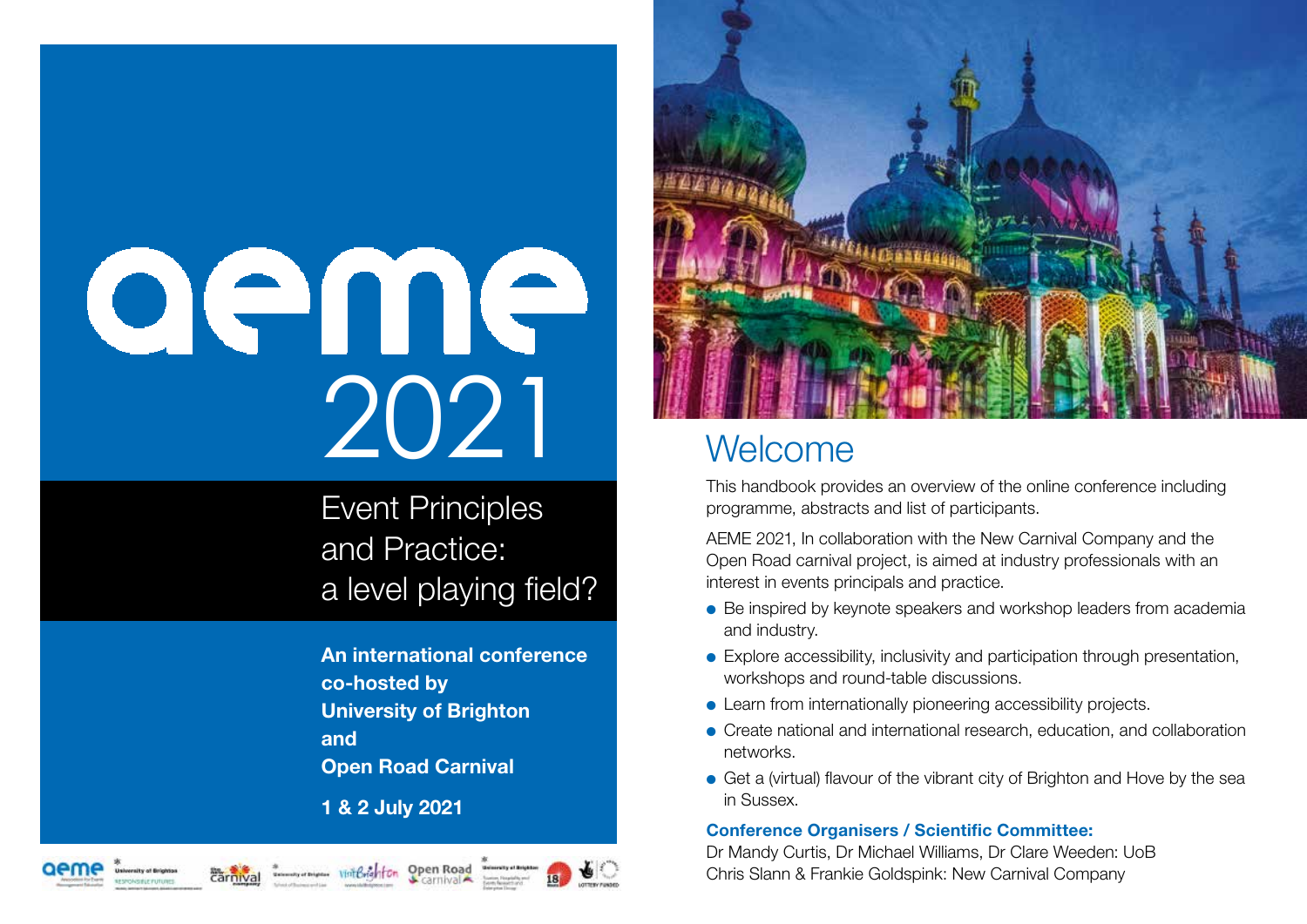# aeme 2021

## Event Principles and Practice: a level playing field?

**An international conference co-hosted by University of Brighton and Open Road Carnival**

**1 & 2 July 2021**

## Welcome

This handbook provides an overview of the online conference including programme, abstracts and list of participants.

AEME 2021, In collaboration with the New Carnival Company and the Open Road carnival project, is aimed at industry professionals with an interest in events principals and practice.

- Be inspired by keynote speakers and workshop leaders from academia and industry.
- Explore accessibility, inclusivity and participation through presentation, workshops and round-table discussions.
- Learn from internationally pioneering accessibility projects.
- Create national and international research, education, and collaboration networks.
- Get a (virtual) flavour of the vibrant city of Brighton and Hove by the sea in Sussex.

**Conference Organisers / Scientific Committee:**

Dr Mandy Curtis, Dr Michael Williams, Dr Clare Weeden: UoB
Chris Slann & Frankie Goldspink: New Carnival Company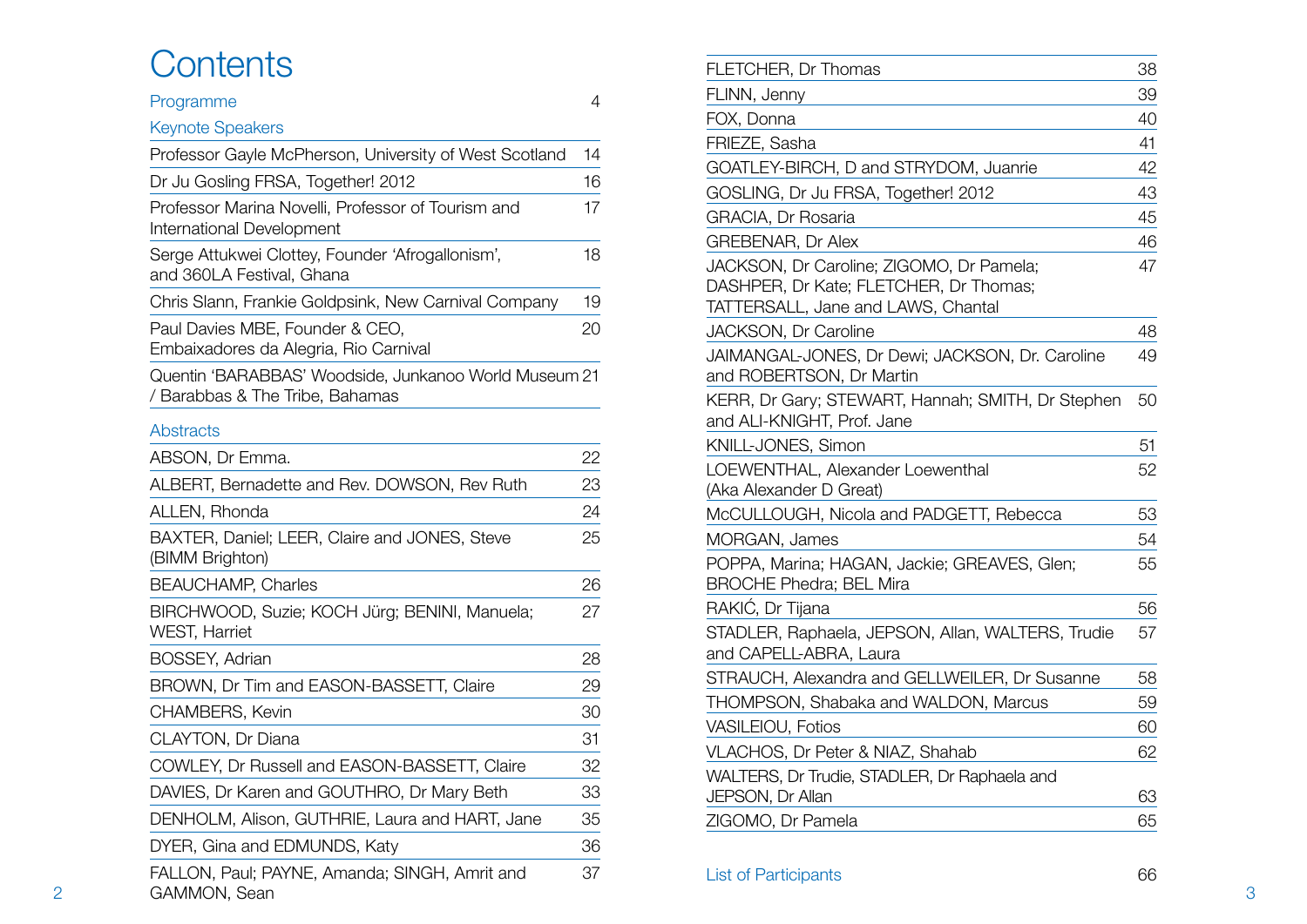# Contents

| | |
|---|---|
| Programme | 4 |
| **Keynote Speakers** | |
| Professor Gayle McPherson, University of West Scotland | 14 |
| Dr Ju Gosling FRSA, Together! 2012 | 16 |
| Professor Marina Novelli, Professor of Tourism and International Development | 17 |
| Serge Attukwei Clottey, Founder 'Afrogallonism', and 360LA Festival, Ghana | 18 |
| Chris Slann, Frankie Goldpsink, New Carnival Company | 19 |
| Paul Davies MBE, Founder & CEO, Embaixadores da Alegria, Rio Carnival | 20 |
| Quentin 'BARABBAS' Woodside, Junkanoo World Museum / Barabbas & The Tribe, Bahamas | 21 |
| **Abstracts** | |
| ABSON, Dr Emma. | 22 |
| ALBERT, Bernadette and Rev. DOWSON, Rev Ruth | 23 |
| ALLEN, Rhonda | 24 |
| BAXTER, Daniel; LEER, Claire and JONES, Steve (BIMM Brighton) | 25 |
| BEAUCHAMP, Charles | 26 |
| BIRCHWOOD, Suzie; KOCH Jürg; BENINI, Manuela; WEST, Harriet | 27 |
| BOSSEY, Adrian | 28 |
| BROWN, Dr Tim and EASON-BASSETT, Claire | 29 |
| CHAMBERS, Kevin | 30 |
| CLAYTON, Dr Diana | 31 |
| COWLEY, Dr Russell and EASON-BASSETT, Claire | 32 |
| DAVIES, Dr Karen and GOUTHRO, Dr Mary Beth | 33 |
| DENHOLM, Alison, GUTHRIE, Laura and HART, Jane | 35 |
| DYER, Gina and EDMUNDS, Katy | 36 |
| FALLON, Paul; PAYNE, Amanda; SINGH, Amrit and GAMMON, Sean | 37 |
| FLETCHER, Dr Thomas | 38 |
| FLINN, Jenny | 39 |
| FOX, Donna | 40 |
| FRIEZE, Sasha | 41 |
| GOATLEY-BIRCH, D and STRYDOM, Juanrie | 42 |
| GOSLING, Dr Ju FRSA, Together! 2012 | 43 |
| GRACIA, Dr Rosaria | 45 |
| GREBENAR, Dr Alex | 46 |
| JACKSON, Dr Caroline; ZIGOMO, Dr Pamela; DASHPER, Dr Kate; FLETCHER, Dr Thomas; TATTERSALL, Jane and LAWS, Chantal | 47 |
| JACKSON, Dr Caroline | 48 |
| JAIMANGAL-JONES, Dr Dewi; JACKSON, Dr. Caroline and ROBERTSON, Dr Martin | 49 |
| KERR, Dr Gary; STEWART, Hannah; SMITH, Dr Stephen and ALI-KNIGHT, Prof. Jane | 50 |
| KNILL-JONES, Simon | 51 |
| LOEWENTHAL, Alexander Loewenthal (Aka Alexander D Great) | 52 |
| McCULLOUGH, Nicola and PADGETT, Rebecca | 53 |
| MORGAN, James | 54 |
| POPPA, Marina; HAGAN, Jackie; GREAVES, Glen; BROCHE Phedra; BEL Mira | 55 |
| RAKIĆ, Dr Tijana | 56 |
| STADLER, Raphaela, JEPSON, Allan, WALTERS, Trudie and CAPELL-ABRA, Laura | 57 |
| STRAUCH, Alexandra and GELLWEILER, Dr Susanne | 58 |
| THOMPSON, Shabaka and WALDON, Marcus | 59 |
| VASILEIOU, Fotios | 60 |
| VLACHOS, Dr Peter & NIAZ, Shahab | 62 |
| WALTERS, Dr Trudie, STADLER, Dr Raphaela and JEPSON, Dr Allan | 63 |
| ZIGOMO, Dr Pamela | 65 |
| List of Participants | 66 |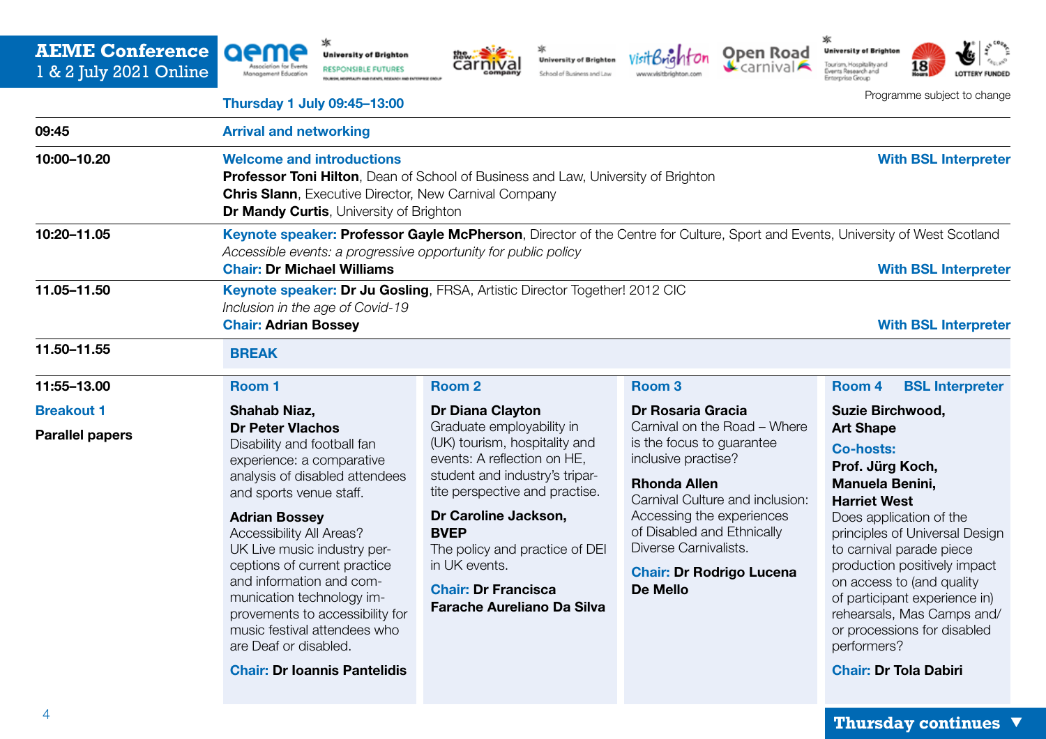**AEME Conference**
1 & 2 July 2021 Online

## Thursday 1 July 09:45–13:00

Programme subject to change

| Time | Session |
|---|---|
| 09:45 | **Arrival and networking** |
| 10:00–10.20 | **Welcome and introductions** — With BSL Interpreter<br>**Professor Toni Hilton**, Dean of School of Business and Law, University of Brighton<br>**Chris Slann**, Executive Director, New Carnival Company<br>**Dr Mandy Curtis**, University of Brighton |
| 10:20–11.05 | **Keynote speaker: Professor Gayle McPherson**, Director of the Centre for Culture, Sport and Events, University of West Scotland<br>*Accessible events: a progressive opportunity for public policy*<br>**Chair: Dr Michael Williams** — With BSL Interpreter |
| 11.05–11.50 | **Keynote speaker: Dr Ju Gosling**, FRSA, Artistic Director Together! 2012 CIC<br>*Inclusion in the age of Covid-19*<br>**Chair: Adrian Bossey** — With BSL Interpreter |
| 11.50–11.55 | **BREAK** |

### 11:55–13.00 Breakout 1 — Parallel papers

| Room 1 | Room 2 | Room 3 | Room 4 — BSL Interpreter |
|---|---|---|---|
| **Shahab Niaz, Dr Peter Vlachos**<br>Disability and football fan experience: a comparative analysis of disabled attendees and sports venue staff.<br><br>**Adrian Bossey**<br>Accessibility All Areas? UK Live music industry perceptions of current practice and information and communication technology improvements to accessibility for music festival attendees who are Deaf or disabled.<br><br>**Chair: Dr Ioannis Pantelidis** | **Dr Diana Clayton**<br>Graduate employability in (UK) tourism, hospitality and events: A reflection on HE, student and industry's tripartite perspective and practise.<br><br>**Dr Caroline Jackson, BVEP**<br>The policy and practice of DEI in UK events.<br><br>**Chair: Dr Francisca Farache Aureliano Da Silva** | **Dr Rosaria Gracia**<br>Carnival on the Road – Where is the focus to guarantee inclusive practise?<br><br>**Rhonda Allen**<br>Carnival Culture and inclusion: Accessing the experiences of Disabled and Ethnically Diverse Carnivalists.<br><br>**Chair: Dr Rodrigo Lucena De Mello** | **Suzie Birchwood, Art Shape**<br>**Co-hosts: Prof. Jürg Koch, Manuela Benini, Harriet West**<br>Does application of the principles of Universal Design to carnival parade piece production positively impact on access to (and quality of participant experience in) rehearsals, Mas Camps and/or processions for disabled performers?<br><br>**Chair: Dr Tola Dabiri** |

**Thursday continues ▼**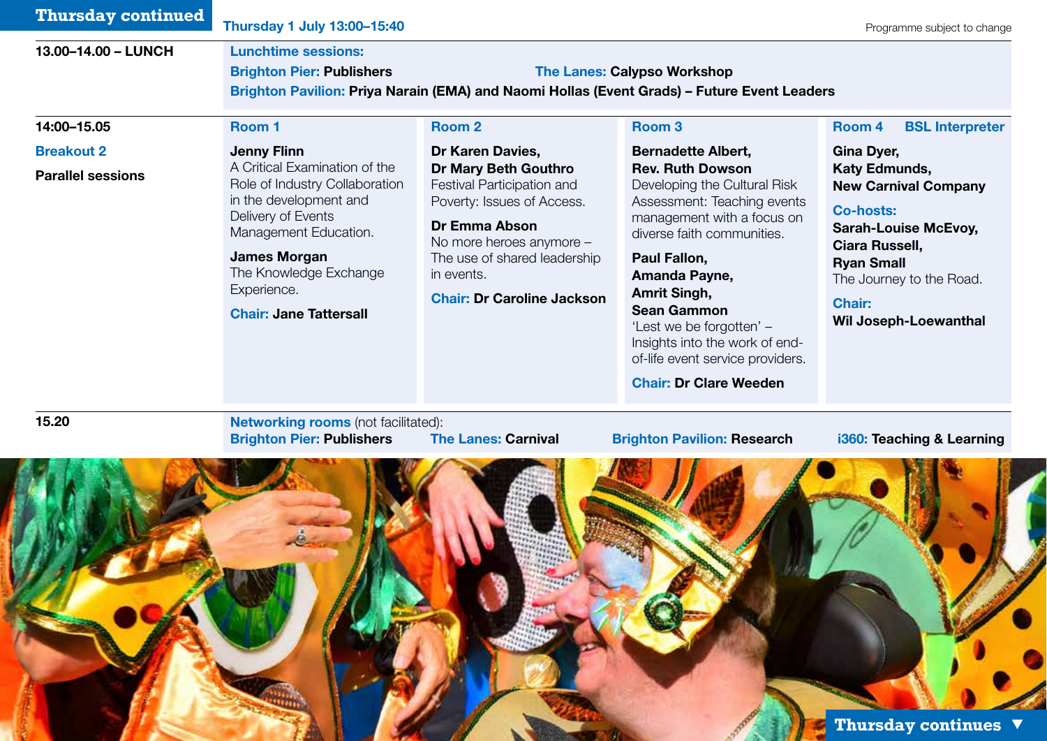# Thursday continued

**Thursday 1 July 13:00–15:40**

Programme subject to change

**13.00–14.00 – LUNCH**

**Lunchtime sessions:**

**Brighton Pier: Publishers**

**The Lanes: Calypso Workshop**

**Brighton Pavilion: Priya Narain (EMA) and Naomi Hollas (Event Grads) – Future Event Leaders**

**14:00–15.05**

**Breakout 2**

**Parallel sessions**

| Room 1 | Room 2 | Room 3 | Room 4 — BSL Interpreter |
|---|---|---|---|
| **Jenny Flinn** A Critical Examination of the Role of Industry Collaboration in the development and Delivery of Events Management Education. | **Dr Karen Davies, Dr Mary Beth Gouthro** Festival Participation and Poverty: Issues of Access. | **Bernadette Albert, Rev. Ruth Dowson** Developing the Cultural Risk Assessment: Teaching events management with a focus on diverse faith communities. | **Gina Dyer, Katy Edmunds, New Carnival Company** |
| **James Morgan** The Knowledge Exchange Experience. | **Dr Emma Abson** No more heroes anymore – The use of shared leadership in events. | **Paul Fallon, Amanda Payne, Amrit Singh, Sean Gammon** 'Lest we be forgotten' – Insights into the work of end-of-life event service providers. | **Co-hosts: Sarah-Louise McEvoy, Ciara Russell, Ryan Small** The Journey to the Road. |
| **Chair: Jane Tattersall** | **Chair: Dr Caroline Jackson** | **Chair: Dr Clare Weeden** | **Chair: Wil Joseph-Loewanthal** |

**15.20**

**Networking rooms** (not facilitated):

**Brighton Pier: Publishers** — **The Lanes: Carnival** — **Brighton Pavilion: Research** — **i360: Teaching & Learning**

**Thursday continues ▼**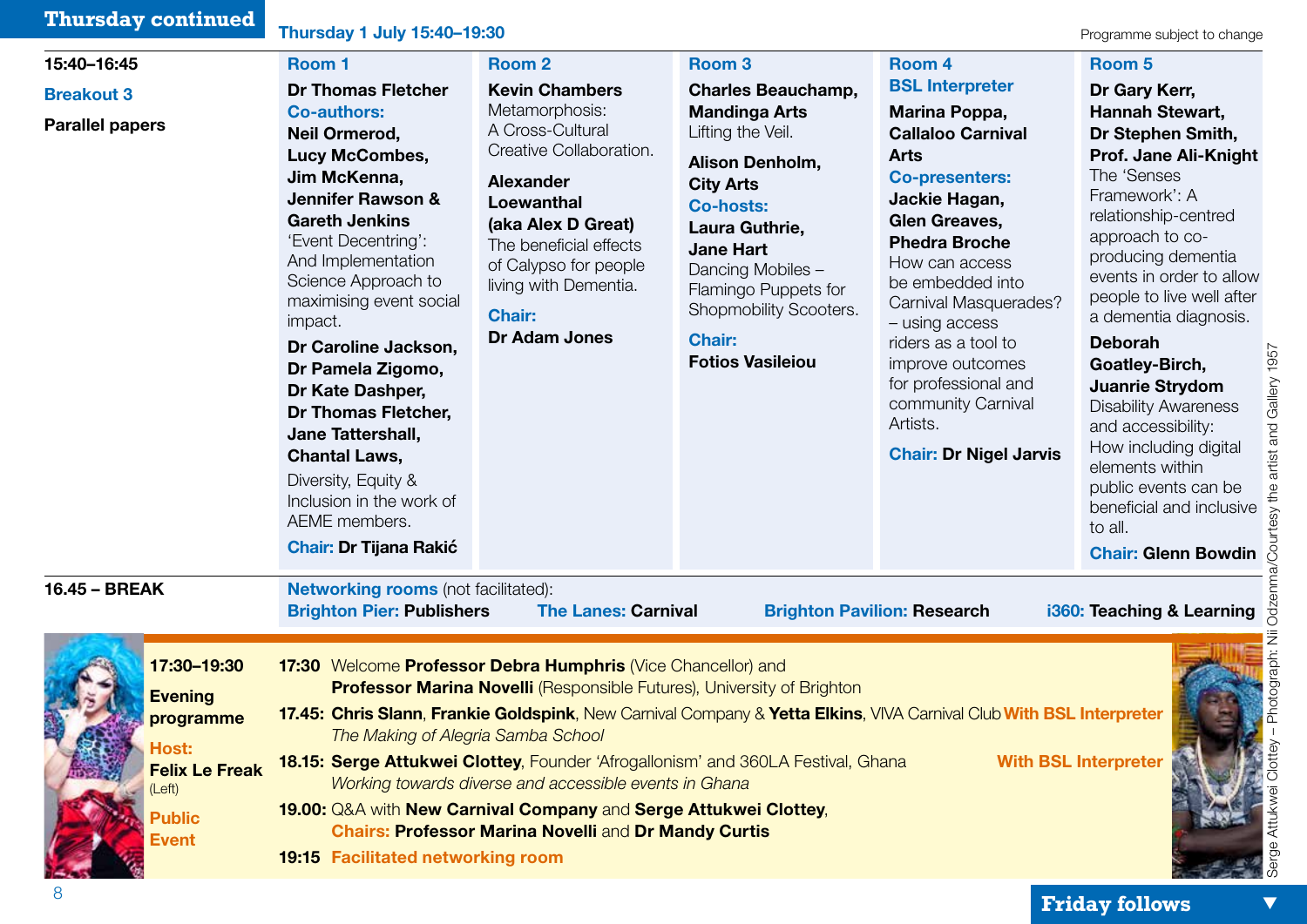# Thursday continued

**Thursday 1 July 15:40–19:30**

Programme subject to change

## 15:40–16:45

**Breakout 3**

**Parallel papers**

### Room 1

**Dr Thomas Fletcher**
**Co-authors:**
**Neil Ormerod, Lucy McCombes, Jim McKenna, Jennifer Rawson & Gareth Jenkins**
'Event Decentring': And Implementation Science Approach to maximising event social impact.

**Dr Caroline Jackson, Dr Pamela Zigomo, Dr Kate Dashper, Dr Thomas Fletcher, Jane Tattershall, Chantal Laws,**
Diversity, Equity & Inclusion in the work of AEME members.

**Chair:** **Dr Tijana Rakić**

### Room 2

**Kevin Chambers**
Metamorphosis: A Cross-Cultural Creative Collaboration.

**Alexander Loewanthal (aka Alex D Great)**
The beneficial effects of Calypso for people living with Dementia.

**Chair:**
**Dr Adam Jones**

### Room 3

**Charles Beauchamp, Mandinga Arts**
Lifting the Veil.

**Alison Denholm, City Arts**
**Co-hosts:**
**Laura Guthrie, Jane Hart**
Dancing Mobiles – Flamingo Puppets for Shopmobility Scooters.

**Chair:**
**Fotios Vasileiou**

### Room 4
**BSL Interpreter**

**Marina Poppa, Callaloo Carnival Arts**
**Co-presenters:**
**Jackie Hagan, Glen Greaves, Phedra Broche**
How can access be embedded into Carnival Masquerades? – using access riders as a tool to improve outcomes for professional and community Carnival Artists.

**Chair:** **Dr Nigel Jarvis**

### Room 5

**Dr Gary Kerr, Hannah Stewart, Dr Stephen Smith, Prof. Jane Ali-Knight**
The 'Senses Framework': A relationship-centred approach to co-producing dementia events in order to allow people to live well after a dementia diagnosis.

**Deborah Goatley-Birch, Juanrie Strydom**
Disability Awareness and accessibility: How including digital elements within public events can be beneficial and inclusive to all.

**Chair:** **Glenn Bowdin**

## 16.45 – BREAK

**Networking rooms** (not facilitated):
**Brighton Pier:** **Publishers** **The Lanes:** **Carnival** **Brighton Pavilion:** **Research** **i360:** **Teaching & Learning**

## 17:30–19:30

**Evening programme**

**Host:**
**Felix Le Freak**
(Left)

**Public Event**

**17:30** Welcome **Professor Debra Humphris** (Vice Chancellor) and **Professor Marina Novelli** (Responsible Futures), University of Brighton

**17.45:** **Chris Slann**, **Frankie Goldspink**, New Carnival Company & **Yetta Elkins**, VIVA Carnival Club **With BSL Interpreter**
*The Making of Alegria Samba School*

**18.15:** **Serge Attukwei Clottey**, Founder 'Afrogallonism' and 360LA Festival, Ghana **With BSL Interpreter**
*Working towards diverse and accessible events in Ghana*

**19.00:** Q&A with **New Carnival Company** and **Serge Attukwei Clottey**,
**Chairs:** **Professor Marina Novelli** and **Dr Mandy Curtis**

**19:15** **Facilitated networking room**

Serge Attukwei Clottey – Photograph: Nii Odzenma/Courtesy the artist and Gallery 1957

**Friday follows**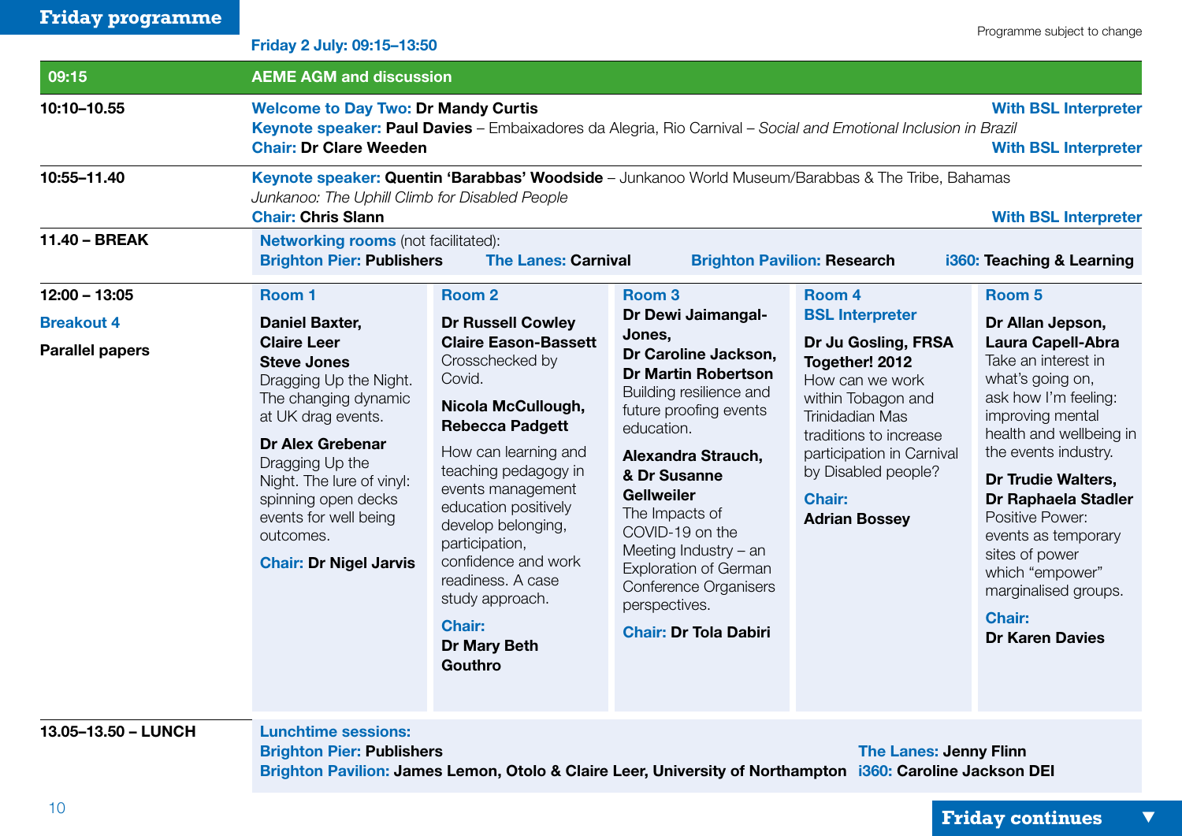# Friday programme

Programme subject to change

**Friday 2 July: 09:15–13:50**

| Time | Session |
|---|---|
| **09:15** | **AEME AGM and discussion** |
| **10:10–10.55** | **Welcome to Day Two:** **Dr Mandy Curtis** — With BSL Interpreter<br>**Keynote speaker:** **Paul Davies** – Embaixadores da Alegria, Rio Carnival – *Social and Emotional Inclusion in Brazil*<br>**Chair:** **Dr Clare Weeden** — With BSL Interpreter |
| **10:55–11.40** | **Keynote speaker:** **Quentin 'Barabbas' Woodside** – Junkanoo World Museum/Barabbas & The Tribe, Bahamas<br>*Junkanoo: The Uphill Climb for Disabled People*<br>**Chair:** **Chris Slann** — With BSL Interpreter |
| **11.40 – BREAK** | **Networking rooms** (not facilitated):<br>**Brighton Pier:** **Publishers** · **The Lanes:** **Carnival** · **Brighton Pavilion:** **Research** · **i360:** **Teaching & Learning** |

**12:00 – 13:05**
**Breakout 4**
**Parallel papers**

| Room 1 | Room 2 | Room 3 | Room 4 | Room 5 |
|---|---|---|---|---|
| **Daniel Baxter, Claire Leer, Steve Jones**<br>Dragging Up the Night. The changing dynamic at UK drag events.<br><br>**Dr Alex Grebenar**<br>Dragging Up the Night. The lure of vinyl: spinning open decks events for well being outcomes.<br><br>**Chair:** **Dr Nigel Jarvis** | **Dr Russell Cowley, Claire Eason-Bassett**<br>Crosschecked by Covid.<br><br>**Nicola McCullough, Rebecca Padgett**<br>How can learning and teaching pedagogy in events management education positively develop belonging, participation, confidence and work readiness. A case study approach.<br><br>**Chair:** **Dr Mary Beth Gouthro** | **Dr Dewi Jaimangal-Jones, Dr Caroline Jackson, Dr Martin Robertson**<br>Building resilience and future proofing events education.<br><br>**Alexandra Strauch, & Dr Susanne Gellweiler**<br>The Impacts of COVID-19 on the Meeting Industry – an Exploration of German Conference Organisers perspectives.<br><br>**Chair:** **Dr Tola Dabiri** | **BSL Interpreter**<br><br>**Dr Ju Gosling, FRSA Together! 2012**<br>How can we work within Tobagon and Trinidadian Mas traditions to increase participation in Carnival by Disabled people?<br><br>**Chair:** **Adrian Bossey** | **Dr Allan Jepson, Laura Capell-Abra**<br>Take an interest in what's going on, ask how I'm feeling: improving mental health and wellbeing in the events industry.<br><br>**Dr Trudie Walters, Dr Raphaela Stadler**<br>Positive Power: events as temporary sites of power which "empower" marginalised groups.<br><br>**Chair:** **Dr Karen Davies** |

**13.05–13.50 – LUNCH**

**Lunchtime sessions:**
**Brighton Pier:** **Publishers**
**Brighton Pavilion:** **James Lemon, Otolo & Claire Leer, University of Northampton**
**The Lanes:** **Jenny Flinn**
**i360:** **Caroline Jackson DEI**

**Friday continues ▼**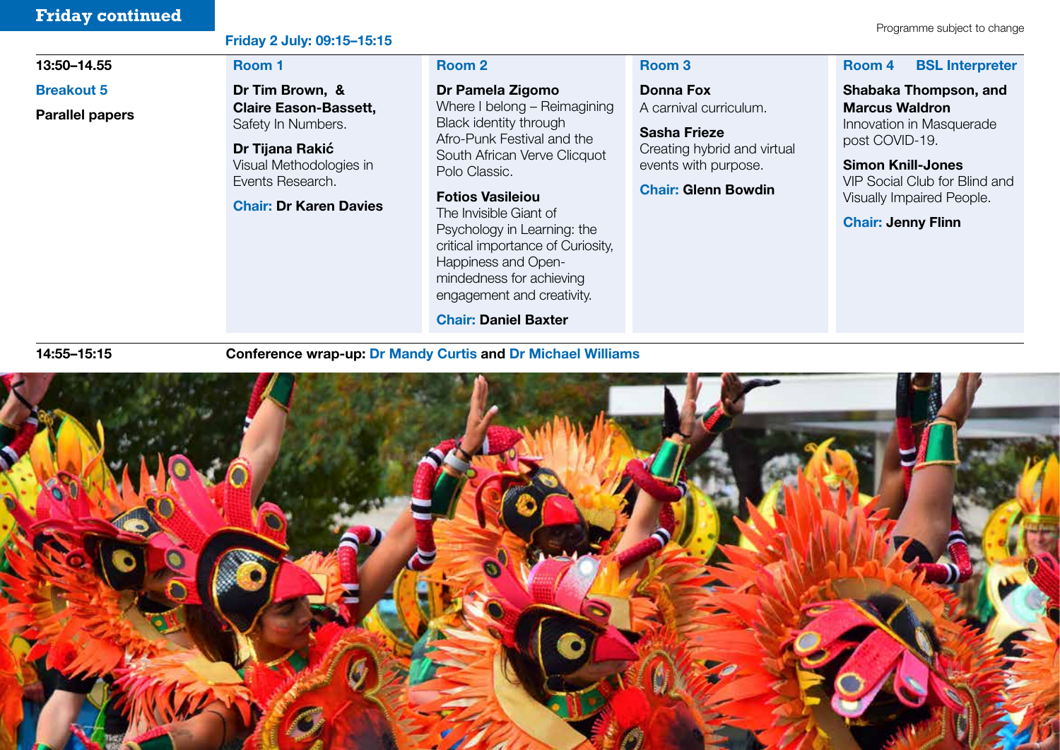## Friday continued

Programme subject to change

**Friday 2 July: 09:15–15:15**

**13:50–14.55**

**Breakout 5**

**Parallel papers**

| Room 1 | Room 2 | Room 3 | Room 4 BSL Interpreter |
|---|---|---|---|
| **Dr Tim Brown, & Claire Eason-Bassett,** Safety In Numbers.<br><br>**Dr Tijana Rakić** Visual Methodologies in Events Research.<br><br>**Chair: Dr Karen Davies** | **Dr Pamela Zigomo** Where I belong – Reimagining Black identity through Afro-Punk Festival and the South African Verve Clicquot Polo Classic.<br><br>**Fotios Vasileiou** The Invisible Giant of Psychology in Learning: the critical importance of Curiosity, Happiness and Open-mindedness for achieving engagement and creativity.<br><br>**Chair: Daniel Baxter** | **Donna Fox** A carnival curriculum.<br><br>**Sasha Frieze** Creating hybrid and virtual events with purpose.<br><br>**Chair: Glenn Bowdin** | **Shabaka Thompson, and Marcus Waldron** Innovation in Masquerade post COVID-19.<br><br>**Simon Knill-Jones** VIP Social Club for Blind and Visually Impaired People.<br><br>**Chair: Jenny Flinn** |

**14:55–15:15** **Conference wrap-up: Dr Mandy Curtis and Dr Michael Williams**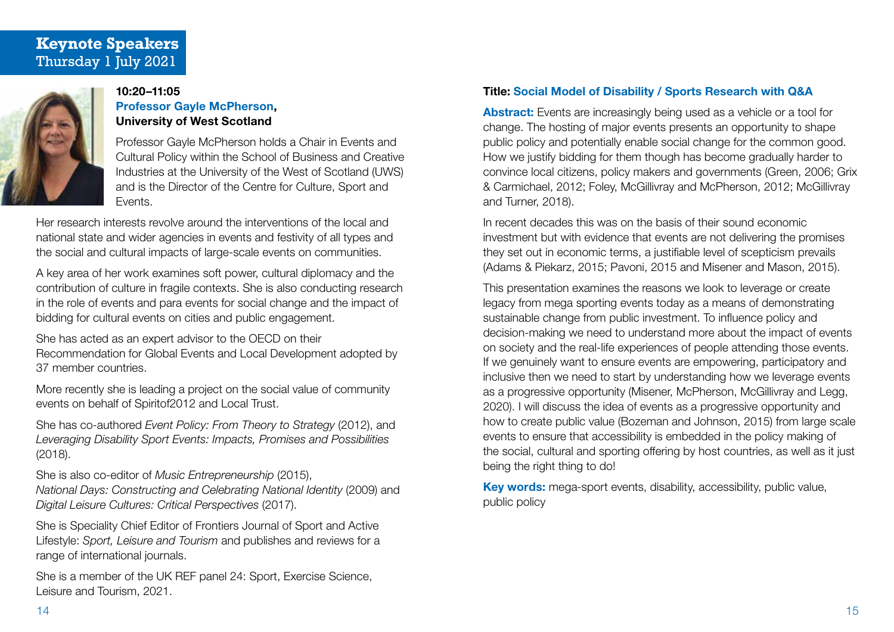## Keynote Speakers
Thursday 1 July 2021

**10:20–11:05**
**Professor Gayle McPherson, University of West Scotland**

Professor Gayle McPherson holds a Chair in Events and Cultural Policy within the School of Business and Creative Industries at the University of the West of Scotland (UWS) and is the Director of the Centre for Culture, Sport and Events.

Her research interests revolve around the interventions of the local and national state and wider agencies in events and festivity of all types and the social and cultural impacts of large-scale events on communities.

A key area of her work examines soft power, cultural diplomacy and the contribution of culture in fragile contexts. She is also conducting research in the role of events and para events for social change and the impact of bidding for cultural events on cities and public engagement.

She has acted as an expert advisor to the OECD on their Recommendation for Global Events and Local Development adopted by 37 member countries.

More recently she is leading a project on the social value of community events on behalf of Spiritof2012 and Local Trust.

She has co-authored *Event Policy: From Theory to Strategy* (2012), and *Leveraging Disability Sport Events: Impacts, Promises and Possibilities* (2018).

She is also co-editor of *Music Entrepreneurship* (2015), *National Days: Constructing and Celebrating National Identity* (2009) and *Digital Leisure Cultures: Critical Perspectives* (2017).

She is Speciality Chief Editor of Frontiers Journal of Sport and Active Lifestyle: *Sport, Leisure and Tourism* and publishes and reviews for a range of international journals.

She is a member of the UK REF panel 24: Sport, Exercise Science, Leisure and Tourism, 2021.

**Title: Social Model of Disability / Sports Research with Q&A**

**Abstract:** Events are increasingly being used as a vehicle or a tool for change. The hosting of major events presents an opportunity to shape public policy and potentially enable social change for the common good. How we justify bidding for them though has become gradually harder to convince local citizens, policy makers and governments (Green, 2006; Grix & Carmichael, 2012; Foley, McGillivray and McPherson, 2012; McGillivray and Turner, 2018).

In recent decades this was on the basis of their sound economic investment but with evidence that events are not delivering the promises they set out in economic terms, a justifiable level of scepticism prevails (Adams & Piekarz, 2015; Pavoni, 2015 and Misener and Mason, 2015).

This presentation examines the reasons we look to leverage or create legacy from mega sporting events today as a means of demonstrating sustainable change from public investment. To influence policy and decision-making we need to understand more about the impact of events on society and the real-life experiences of people attending those events. If we genuinely want to ensure events are empowering, participatory and inclusive then we need to start by understanding how we leverage events as a progressive opportunity (Misener, McPherson, McGillivray and Legg, 2020). I will discuss the idea of events as a progressive opportunity and how to create public value (Bozeman and Johnson, 2015) from large scale events to ensure that accessibility is embedded in the policy making of the social, cultural and sporting offering by host countries, as well as it just being the right thing to do!

**Key words:** mega-sport events, disability, accessibility, public value, public policy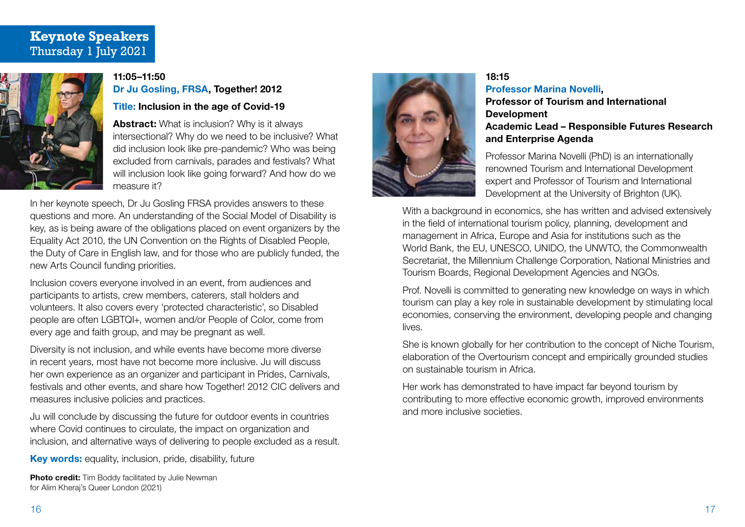## Keynote Speakers
Thursday 1 July 2021

### 11:05–11:50
**Dr Ju Gosling, FRSA, Together! 2012**

**Title: Inclusion in the age of Covid-19**

**Abstract:** What is inclusion? Why is it always intersectional? Why do we need to be inclusive? What did inclusion look like pre-pandemic? Who was being excluded from carnivals, parades and festivals? What will inclusion look like going forward? And how do we measure it?

In her keynote speech, Dr Ju Gosling FRSA provides answers to these questions and more. An understanding of the Social Model of Disability is key, as is being aware of the obligations placed on event organizers by the Equality Act 2010, the UN Convention on the Rights of Disabled People, the Duty of Care in English law, and for those who are publicly funded, the new Arts Council funding priorities.

Inclusion covers everyone involved in an event, from audiences and participants to artists, crew members, caterers, stall holders and volunteers. It also covers every 'protected characteristic', so Disabled people are often LGBTQI+, women and/or People of Color, come from every age and faith group, and may be pregnant as well.

Diversity is not inclusion, and while events have become more diverse in recent years, most have not become more inclusive. Ju will discuss her own experience as an organizer and participant in Prides, Carnivals, festivals and other events, and share how Together! 2012 CIC delivers and measures inclusive policies and practices.

Ju will conclude by discussing the future for outdoor events in countries where Covid continues to circulate, the impact on organization and inclusion, and alternative ways of delivering to people excluded as a result.

**Key words:** equality, inclusion, pride, disability, future

**Photo credit:** Tim Boddy facilitated by Julie Newman for Alim Kheraj's Queer London (2021)

### 18:15
**Professor Marina Novelli,**
**Professor of Tourism and International Development**
**Academic Lead – Responsible Futures Research and Enterprise Agenda**

Professor Marina Novelli (PhD) is an internationally renowned Tourism and International Development expert and Professor of Tourism and International Development at the University of Brighton (UK).

With a background in economics, she has written and advised extensively in the field of international tourism policy, planning, development and management in Africa, Europe and Asia for institutions such as the World Bank, the EU, UNESCO, UNIDO, the UNWTO, the Commonwealth Secretariat, the Millennium Challenge Corporation, National Ministries and Tourism Boards, Regional Development Agencies and NGOs.

Prof. Novelli is committed to generating new knowledge on ways in which tourism can play a key role in sustainable development by stimulating local economies, conserving the environment, developing people and changing lives.

She is known globally for her contribution to the concept of Niche Tourism, elaboration of the Overtourism concept and empirically grounded studies on sustainable tourism in Africa.

Her work has demonstrated to have impact far beyond tourism by contributing to more effective economic growth, improved environments and more inclusive societies.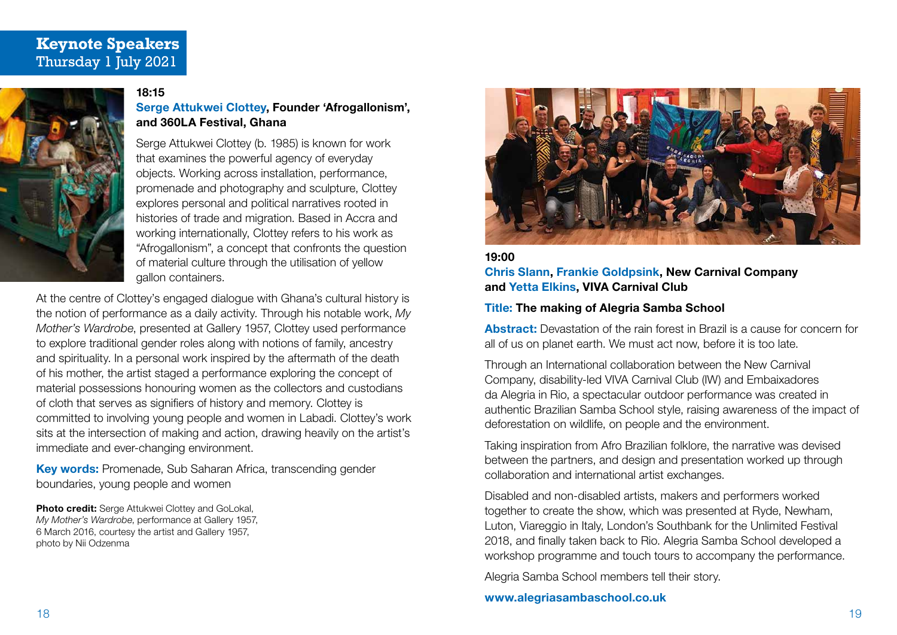## Keynote Speakers
Thursday 1 July 2021

**18:15**

**Serge Attukwei Clottey, Founder 'Afrogallonism', and 360LA Festival, Ghana**

Serge Attukwei Clottey (b. 1985) is known for work that examines the powerful agency of everyday objects. Working across installation, performance, promenade and photography and sculpture, Clottey explores personal and political narratives rooted in histories of trade and migration. Based in Accra and working internationally, Clottey refers to his work as "Afrogallonism", a concept that confronts the question of material culture through the utilisation of yellow gallon containers.

At the centre of Clottey's engaged dialogue with Ghana's cultural history is the notion of performance as a daily activity. Through his notable work, *My Mother's Wardrobe*, presented at Gallery 1957, Clottey used performance to explore traditional gender roles along with notions of family, ancestry and spirituality. In a personal work inspired by the aftermath of the death of his mother, the artist staged a performance exploring the concept of material possessions honouring women as the collectors and custodians of cloth that serves as signifiers of history and memory. Clottey is committed to involving young people and women in Labadi. Clottey's work sits at the intersection of making and action, drawing heavily on the artist's immediate and ever-changing environment.

**Key words:** Promenade, Sub Saharan Africa, transcending gender boundaries, young people and women

**Photo credit:** Serge Attukwei Clottey and GoLokal, *My Mother's Wardrobe*, performance at Gallery 1957, 6 March 2016, courtesy the artist and Gallery 1957, photo by Nii Odzenma

**19:00**

**Chris Slann, Frankie Goldpsink, New Carnival Company and Yetta Elkins, VIVA Carnival Club**

**Title:** **The making of Alegria Samba School**

**Abstract:** Devastation of the rain forest in Brazil is a cause for concern for all of us on planet earth. We must act now, before it is too late.

Through an International collaboration between the New Carnival Company, disability-led VIVA Carnival Club (IW) and Embaixadores da Alegria in Rio, a spectacular outdoor performance was created in authentic Brazilian Samba School style, raising awareness of the impact of deforestation on wildlife, on people and the environment.

Taking inspiration from Afro Brazilian folklore, the narrative was devised between the partners, and design and presentation worked up through collaboration and international artist exchanges.

Disabled and non-disabled artists, makers and performers worked together to create the show, which was presented at Ryde, Newham, Luton, Viareggio in Italy, London's Southbank for the Unlimited Festival 2018, and finally taken back to Rio. Alegria Samba School developed a workshop programme and touch tours to accompany the performance.

Alegria Samba School members tell their story.

**www.alegriasambaschool.co.uk**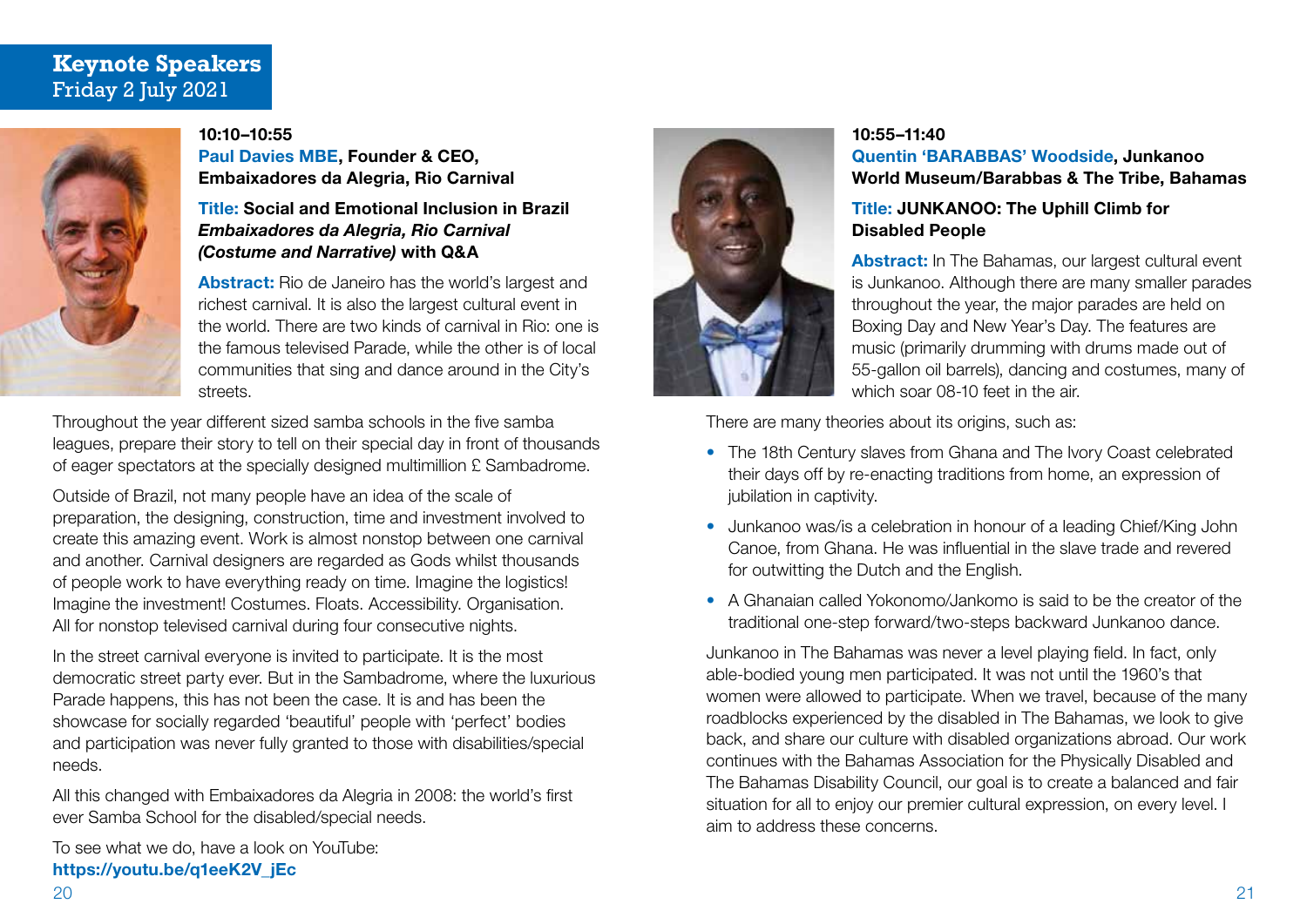## Keynote Speakers
Friday 2 July 2021

**10:10–10:55**
**Paul Davies MBE, Founder & CEO, Embaixadores da Alegria, Rio Carnival**

**Title: Social and Emotional Inclusion in Brazil *Embaixadores da Alegria, Rio Carnival (Costume and Narrative)* with Q&A**

**Abstract:** Rio de Janeiro has the world's largest and richest carnival. It is also the largest cultural event in the world. There are two kinds of carnival in Rio: one is the famous televised Parade, while the other is of local communities that sing and dance around in the City's streets.

Throughout the year different sized samba schools in the five samba leagues, prepare their story to tell on their special day in front of thousands of eager spectators at the specially designed multimillion £ Sambadrome.

Outside of Brazil, not many people have an idea of the scale of preparation, the designing, construction, time and investment involved to create this amazing event. Work is almost nonstop between one carnival and another. Carnival designers are regarded as Gods whilst thousands of people work to have everything ready on time. Imagine the logistics! Imagine the investment! Costumes. Floats. Accessibility. Organisation. All for nonstop televised carnival during four consecutive nights.

In the street carnival everyone is invited to participate. It is the most democratic street party ever. But in the Sambadrome, where the luxurious Parade happens, this has not been the case. It is and has been the showcase for socially regarded 'beautiful' people with 'perfect' bodies and participation was never fully granted to those with disabilities/special needs.

All this changed with Embaixadores da Alegria in 2008: the world's first ever Samba School for the disabled/special needs.

To see what we do, have a look on YouTube:
**https://youtu.be/q1eeK2V_jEc**

**10:55–11:40**
**Quentin 'BARABBAS' Woodside, Junkanoo World Museum/Barabbas & The Tribe, Bahamas**

**Title: JUNKANOO: The Uphill Climb for Disabled People**

**Abstract:** In The Bahamas, our largest cultural event is Junkanoo. Although there are many smaller parades throughout the year, the major parades are held on Boxing Day and New Year's Day. The features are music (primarily drumming with drums made out of 55-gallon oil barrels), dancing and costumes, many of which soar 08-10 feet in the air.

There are many theories about its origins, such as:

- The 18th Century slaves from Ghana and The Ivory Coast celebrated their days off by re-enacting traditions from home, an expression of jubilation in captivity.
- Junkanoo was/is a celebration in honour of a leading Chief/King John Canoe, from Ghana. He was influential in the slave trade and revered for outwitting the Dutch and the English.
- A Ghanaian called Yokonomo/Jankomo is said to be the creator of the traditional one-step forward/two-steps backward Junkanoo dance.

Junkanoo in The Bahamas was never a level playing field. In fact, only able-bodied young men participated. It was not until the 1960's that women were allowed to participate. When we travel, because of the many roadblocks experienced by the disabled in The Bahamas, we look to give back, and share our culture with disabled organizations abroad. Our work continues with the Bahamas Association for the Physically Disabled and The Bahamas Disability Council, our goal is to create a balanced and fair situation for all to enjoy our premier cultural expression, on every level. I aim to address these concerns.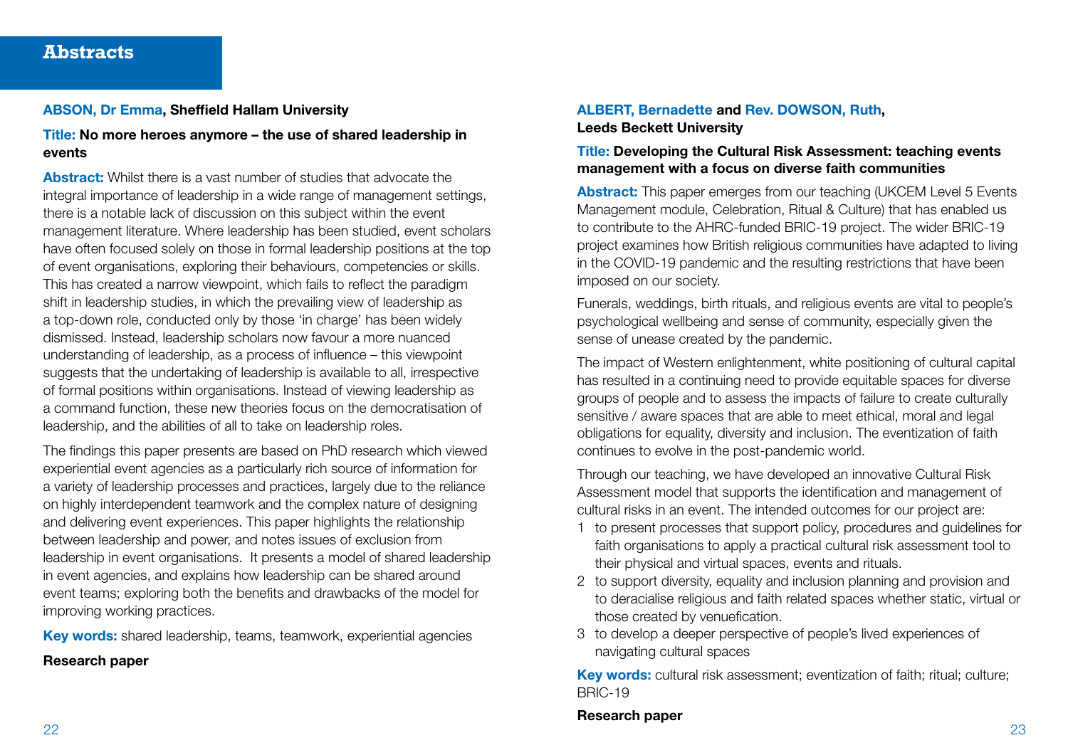# Abstracts

**ABSON, Dr Emma, Sheffield Hallam University**

**Title: No more heroes anymore – the use of shared leadership in events**

**Abstract:** Whilst there is a vast number of studies that advocate the integral importance of leadership in a wide range of management settings, there is a notable lack of discussion on this subject within the event management literature. Where leadership has been studied, event scholars have often focused solely on those in formal leadership positions at the top of event organisations, exploring their behaviours, competencies or skills. This has created a narrow viewpoint, which fails to reflect the paradigm shift in leadership studies, in which the prevailing view of leadership as a top-down role, conducted only by those 'in charge' has been widely dismissed. Instead, leadership scholars now favour a more nuanced understanding of leadership, as a process of influence – this viewpoint suggests that the undertaking of leadership is available to all, irrespective of formal positions within organisations. Instead of viewing leadership as a command function, these new theories focus on the democratisation of leadership, and the abilities of all to take on leadership roles.

The findings this paper presents are based on PhD research which viewed experiential event agencies as a particularly rich source of information for a variety of leadership processes and practices, largely due to the reliance on highly interdependent teamwork and the complex nature of designing and delivering event experiences. This paper highlights the relationship between leadership and power, and notes issues of exclusion from leadership in event organisations. It presents a model of shared leadership in event agencies, and explains how leadership can be shared around event teams; exploring both the benefits and drawbacks of the model for improving working practices.

**Key words:** shared leadership, teams, teamwork, experiential agencies

**Research paper**

**ALBERT, Bernadette and Rev. DOWSON, Ruth, Leeds Beckett University**

**Title: Developing the Cultural Risk Assessment: teaching events management with a focus on diverse faith communities**

**Abstract:** This paper emerges from our teaching (UKCEM Level 5 Events Management module, Celebration, Ritual & Culture) that has enabled us to contribute to the AHRC-funded BRIC-19 project. The wider BRIC-19 project examines how British religious communities have adapted to living in the COVID-19 pandemic and the resulting restrictions that have been imposed on our society.

Funerals, weddings, birth rituals, and religious events are vital to people's psychological wellbeing and sense of community, especially given the sense of unease created by the pandemic.

The impact of Western enlightenment, white positioning of cultural capital has resulted in a continuing need to provide equitable spaces for diverse groups of people and to assess the impacts of failure to create culturally sensitive / aware spaces that are able to meet ethical, moral and legal obligations for equality, diversity and inclusion. The eventization of faith continues to evolve in the post-pandemic world.

Through our teaching, we have developed an innovative Cultural Risk Assessment model that supports the identification and management of cultural risks in an event. The intended outcomes for our project are:

1. to present processes that support policy, procedures and guidelines for faith organisations to apply a practical cultural risk assessment tool to their physical and virtual spaces, events and rituals.
2. to support diversity, equality and inclusion planning and provision and to deracialise religious and faith related spaces whether static, virtual or those created by venuefication.
3. to develop a deeper perspective of people's lived experiences of navigating cultural spaces

**Key words:** cultural risk assessment; eventization of faith; ritual; culture; BRIC-19

**Research paper**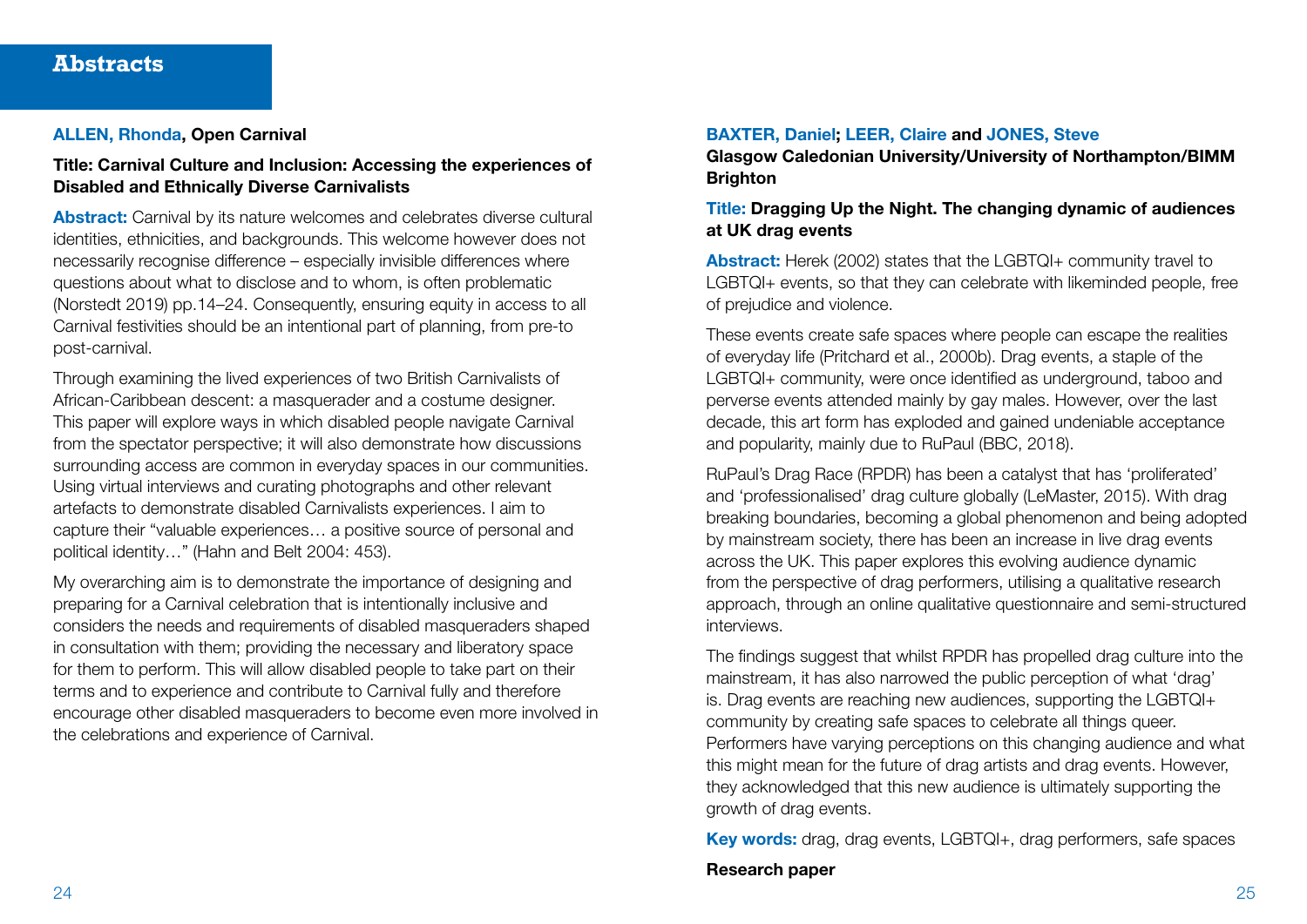# Abstracts

**ALLEN, Rhonda, Open Carnival**

**Title: Carnival Culture and Inclusion: Accessing the experiences of Disabled and Ethnically Diverse Carnivalists**

**Abstract:** Carnival by its nature welcomes and celebrates diverse cultural identities, ethnicities, and backgrounds. This welcome however does not necessarily recognise difference – especially invisible differences where questions about what to disclose and to whom, is often problematic (Norstedt 2019) pp.14–24. Consequently, ensuring equity in access to all Carnival festivities should be an intentional part of planning, from pre-to post-carnival.

Through examining the lived experiences of two British Carnivalists of African-Caribbean descent: a masquerader and a costume designer. This paper will explore ways in which disabled people navigate Carnival from the spectator perspective; it will also demonstrate how discussions surrounding access are common in everyday spaces in our communities. Using virtual interviews and curating photographs and other relevant artefacts to demonstrate disabled Carnivalists experiences. I aim to capture their "valuable experiences… a positive source of personal and political identity…" (Hahn and Belt 2004: 453).

My overarching aim is to demonstrate the importance of designing and preparing for a Carnival celebration that is intentionally inclusive and considers the needs and requirements of disabled masqueraders shaped in consultation with them; providing the necessary and liberatory space for them to perform. This will allow disabled people to take part on their terms and to experience and contribute to Carnival fully and therefore encourage other disabled masqueraders to become even more involved in the celebrations and experience of Carnival.

**BAXTER, Daniel; LEER, Claire and JONES, Steve**
**Glasgow Caledonian University/University of Northampton/BIMM Brighton**

**Title: Dragging Up the Night. The changing dynamic of audiences at UK drag events**

**Abstract:** Herek (2002) states that the LGBTQI+ community travel to LGBTQI+ events, so that they can celebrate with likeminded people, free of prejudice and violence.

These events create safe spaces where people can escape the realities of everyday life (Pritchard et al., 2000b). Drag events, a staple of the LGBTQI+ community, were once identified as underground, taboo and perverse events attended mainly by gay males. However, over the last decade, this art form has exploded and gained undeniable acceptance and popularity, mainly due to RuPaul (BBC, 2018).

RuPaul's Drag Race (RPDR) has been a catalyst that has 'proliferated' and 'professionalised' drag culture globally (LeMaster, 2015). With drag breaking boundaries, becoming a global phenomenon and being adopted by mainstream society, there has been an increase in live drag events across the UK. This paper explores this evolving audience dynamic from the perspective of drag performers, utilising a qualitative research approach, through an online qualitative questionnaire and semi-structured interviews.

The findings suggest that whilst RPDR has propelled drag culture into the mainstream, it has also narrowed the public perception of what 'drag' is. Drag events are reaching new audiences, supporting the LGBTQI+ community by creating safe spaces to celebrate all things queer. Performers have varying perceptions on this changing audience and what this might mean for the future of drag artists and drag events. However, they acknowledged that this new audience is ultimately supporting the growth of drag events.

**Key words:** drag, drag events, LGBTQI+, drag performers, safe spaces

**Research paper**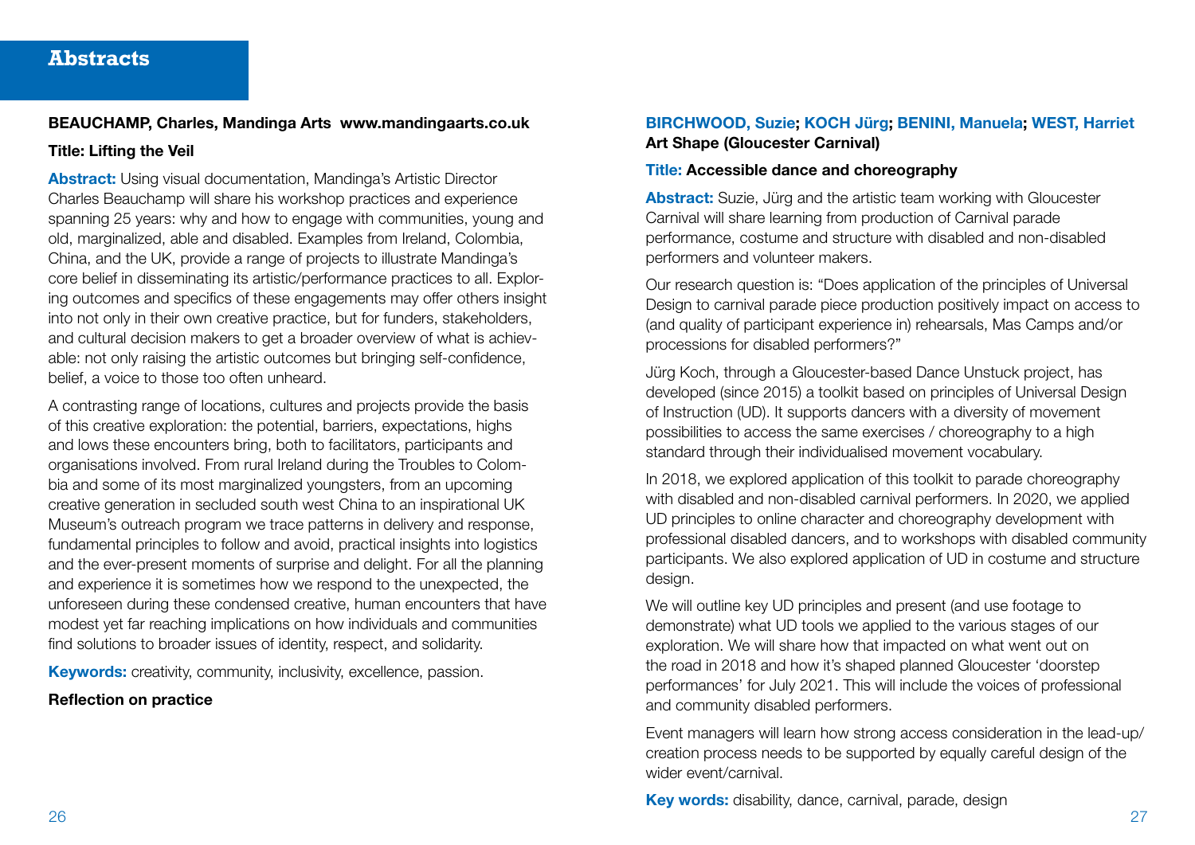# Abstracts

**BEAUCHAMP, Charles, Mandinga Arts www.mandingaarts.co.uk**

**Title: Lifting the Veil**

**Abstract:** Using visual documentation, Mandinga's Artistic Director Charles Beauchamp will share his workshop practices and experience spanning 25 years: why and how to engage with communities, young and old, marginalized, able and disabled. Examples from Ireland, Colombia, China, and the UK, provide a range of projects to illustrate Mandinga's core belief in disseminating its artistic/performance practices to all. Exploring outcomes and specifics of these engagements may offer others insight into not only in their own creative practice, but for funders, stakeholders, and cultural decision makers to get a broader overview of what is achievable: not only raising the artistic outcomes but bringing self-confidence, belief, a voice to those too often unheard.

A contrasting range of locations, cultures and projects provide the basis of this creative exploration: the potential, barriers, expectations, highs and lows these encounters bring, both to facilitators, participants and organisations involved. From rural Ireland during the Troubles to Colombia and some of its most marginalized youngsters, from an upcoming creative generation in secluded south west China to an inspirational UK Museum's outreach program we trace patterns in delivery and response, fundamental principles to follow and avoid, practical insights into logistics and the ever-present moments of surprise and delight. For all the planning and experience it is sometimes how we respond to the unexpected, the unforeseen during these condensed creative, human encounters that have modest yet far reaching implications on how individuals and communities find solutions to broader issues of identity, respect, and solidarity.

**Keywords:** creativity, community, inclusivity, excellence, passion.

**Reflection on practice**

**BIRCHWOOD, Suzie; KOCH Jürg; BENINI, Manuela; WEST, Harriet**
**Art Shape (Gloucester Carnival)**

**Title: Accessible dance and choreography**

**Abstract:** Suzie, Jürg and the artistic team working with Gloucester Carnival will share learning from production of Carnival parade performance, costume and structure with disabled and non-disabled performers and volunteer makers.

Our research question is: "Does application of the principles of Universal Design to carnival parade piece production positively impact on access to (and quality of participant experience in) rehearsals, Mas Camps and/or processions for disabled performers?"

Jürg Koch, through a Gloucester-based Dance Unstuck project, has developed (since 2015) a toolkit based on principles of Universal Design of Instruction (UD). It supports dancers with a diversity of movement possibilities to access the same exercises / choreography to a high standard through their individualised movement vocabulary.

In 2018, we explored application of this toolkit to parade choreography with disabled and non-disabled carnival performers. In 2020, we applied UD principles to online character and choreography development with professional disabled dancers, and to workshops with disabled community participants. We also explored application of UD in costume and structure design.

We will outline key UD principles and present (and use footage to demonstrate) what UD tools we applied to the various stages of our exploration. We will share how that impacted on what went out on the road in 2018 and how it's shaped planned Gloucester 'doorstep performances' for July 2021. This will include the voices of professional and community disabled performers.

Event managers will learn how strong access consideration in the lead-up/creation process needs to be supported by equally careful design of the wider event/carnival.

**Key words:** disability, dance, carnival, parade, design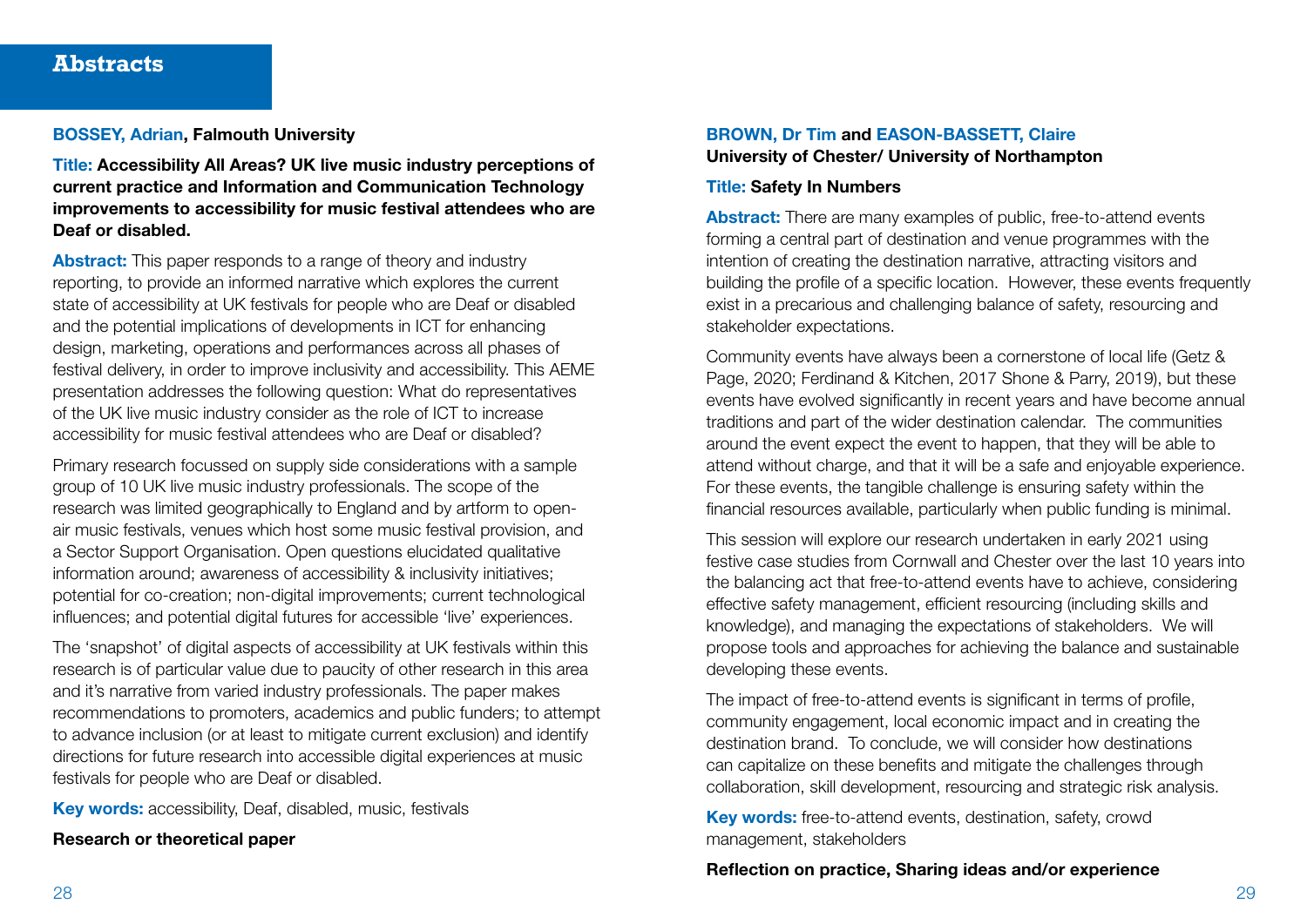# Abstracts

**BOSSEY, Adrian, Falmouth University**

**Title: Accessibility All Areas? UK live music industry perceptions of current practice and Information and Communication Technology improvements to accessibility for music festival attendees who are Deaf or disabled.**

**Abstract:** This paper responds to a range of theory and industry reporting, to provide an informed narrative which explores the current state of accessibility at UK festivals for people who are Deaf or disabled and the potential implications of developments in ICT for enhancing design, marketing, operations and performances across all phases of festival delivery, in order to improve inclusivity and accessibility. This AEME presentation addresses the following question: What do representatives of the UK live music industry consider as the role of ICT to increase accessibility for music festival attendees who are Deaf or disabled?

Primary research focussed on supply side considerations with a sample group of 10 UK live music industry professionals. The scope of the research was limited geographically to England and by artform to open-air music festivals, venues which host some music festival provision, and a Sector Support Organisation. Open questions elucidated qualitative information around; awareness of accessibility & inclusivity initiatives; potential for co-creation; non-digital improvements; current technological influences; and potential digital futures for accessible 'live' experiences.

The 'snapshot' of digital aspects of accessibility at UK festivals within this research is of particular value due to paucity of other research in this area and it's narrative from varied industry professionals. The paper makes recommendations to promoters, academics and public funders; to attempt to advance inclusion (or at least to mitigate current exclusion) and identify directions for future research into accessible digital experiences at music festivals for people who are Deaf or disabled.

**Key words:** accessibility, Deaf, disabled, music, festivals

**Research or theoretical paper**

**BROWN, Dr Tim and EASON-BASSETT, Claire**
**University of Chester/ University of Northampton**

**Title: Safety In Numbers**

**Abstract:** There are many examples of public, free-to-attend events forming a central part of destination and venue programmes with the intention of creating the destination narrative, attracting visitors and building the profile of a specific location. However, these events frequently exist in a precarious and challenging balance of safety, resourcing and stakeholder expectations.

Community events have always been a cornerstone of local life (Getz & Page, 2020; Ferdinand & Kitchen, 2017 Shone & Parry, 2019), but these events have evolved significantly in recent years and have become annual traditions and part of the wider destination calendar. The communities around the event expect the event to happen, that they will be able to attend without charge, and that it will be a safe and enjoyable experience. For these events, the tangible challenge is ensuring safety within the financial resources available, particularly when public funding is minimal.

This session will explore our research undertaken in early 2021 using festive case studies from Cornwall and Chester over the last 10 years into the balancing act that free-to-attend events have to achieve, considering effective safety management, efficient resourcing (including skills and knowledge), and managing the expectations of stakeholders. We will propose tools and approaches for achieving the balance and sustainable developing these events.

The impact of free-to-attend events is significant in terms of profile, community engagement, local economic impact and in creating the destination brand. To conclude, we will consider how destinations can capitalize on these benefits and mitigate the challenges through collaboration, skill development, resourcing and strategic risk analysis.

**Key words:** free-to-attend events, destination, safety, crowd management, stakeholders

**Reflection on practice, Sharing ideas and/or experience**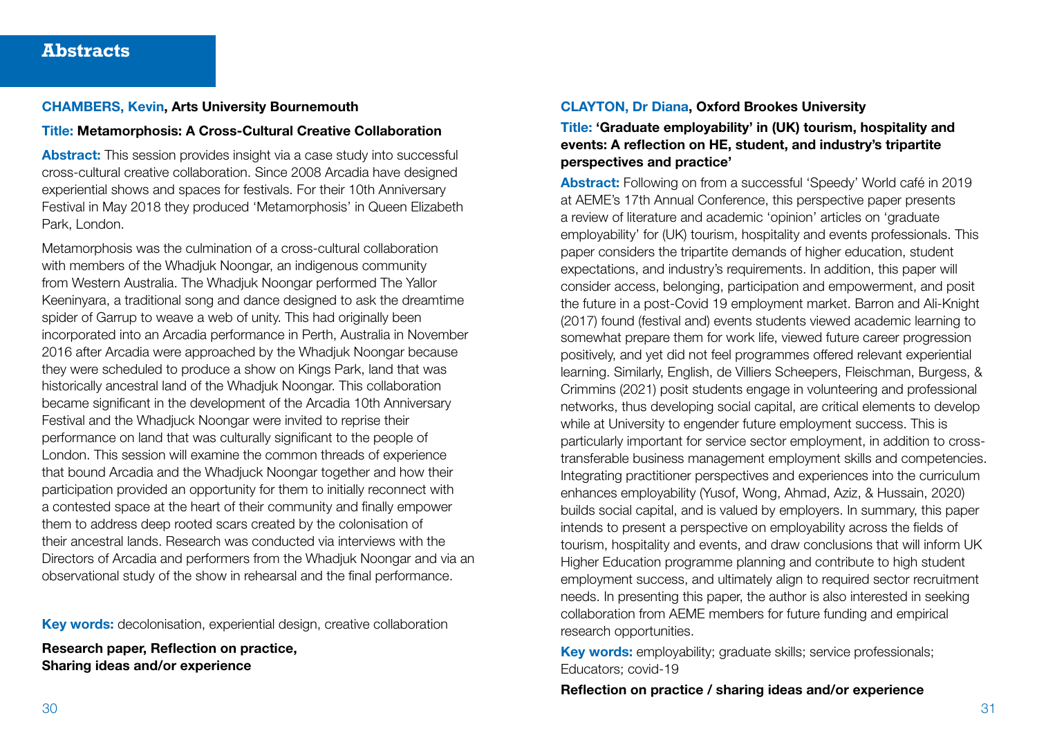# Abstracts

**CHAMBERS, Kevin, Arts University Bournemouth**

**Title: Metamorphosis: A Cross-Cultural Creative Collaboration**

**Abstract:** This session provides insight via a case study into successful cross-cultural creative collaboration. Since 2008 Arcadia have designed experiential shows and spaces for festivals. For their 10th Anniversary Festival in May 2018 they produced 'Metamorphosis' in Queen Elizabeth Park, London.

Metamorphosis was the culmination of a cross-cultural collaboration with members of the Whadjuk Noongar, an indigenous community from Western Australia. The Whadjuk Noongar performed The Yallor Keeninyara, a traditional song and dance designed to ask the dreamtime spider of Garrup to weave a web of unity. This had originally been incorporated into an Arcadia performance in Perth, Australia in November 2016 after Arcadia were approached by the Whadjuk Noongar because they were scheduled to produce a show on Kings Park, land that was historically ancestral land of the Whadjuk Noongar. This collaboration became significant in the development of the Arcadia 10th Anniversary Festival and the Whadjuck Noongar were invited to reprise their performance on land that was culturally significant to the people of London. This session will examine the common threads of experience that bound Arcadia and the Whadjuck Noongar together and how their participation provided an opportunity for them to initially reconnect with a contested space at the heart of their community and finally empower them to address deep rooted scars created by the colonisation of their ancestral lands. Research was conducted via interviews with the Directors of Arcadia and performers from the Whadjuk Noongar and via an observational study of the show in rehearsal and the final performance.

**Key words:** decolonisation, experiential design, creative collaboration

**Research paper, Reflection on practice, Sharing ideas and/or experience**

**CLAYTON, Dr Diana, Oxford Brookes University**

**Title: 'Graduate employability' in (UK) tourism, hospitality and events: A reflection on HE, student, and industry's tripartite perspectives and practice'**

**Abstract:** Following on from a successful 'Speedy' World café in 2019 at AEME's 17th Annual Conference, this perspective paper presents a review of literature and academic 'opinion' articles on 'graduate employability' for (UK) tourism, hospitality and events professionals. This paper considers the tripartite demands of higher education, student expectations, and industry's requirements. In addition, this paper will consider access, belonging, participation and empowerment, and posit the future in a post-Covid 19 employment market. Barron and Ali-Knight (2017) found (festival and) events students viewed academic learning to somewhat prepare them for work life, viewed future career progression positively, and yet did not feel programmes offered relevant experiential learning. Similarly, English, de Villiers Scheepers, Fleischman, Burgess, & Crimmins (2021) posit students engage in volunteering and professional networks, thus developing social capital, are critical elements to develop while at University to engender future employment success. This is particularly important for service sector employment, in addition to cross-transferable business management employment skills and competencies. Integrating practitioner perspectives and experiences into the curriculum enhances employability (Yusof, Wong, Ahmad, Aziz, & Hussain, 2020) builds social capital, and is valued by employers. In summary, this paper intends to present a perspective on employability across the fields of tourism, hospitality and events, and draw conclusions that will inform UK Higher Education programme planning and contribute to high student employment success, and ultimately align to required sector recruitment needs. In presenting this paper, the author is also interested in seeking collaboration from AEME members for future funding and empirical research opportunities.

**Key words:** employability; graduate skills; service professionals; Educators; covid-19

**Reflection on practice / sharing ideas and/or experience**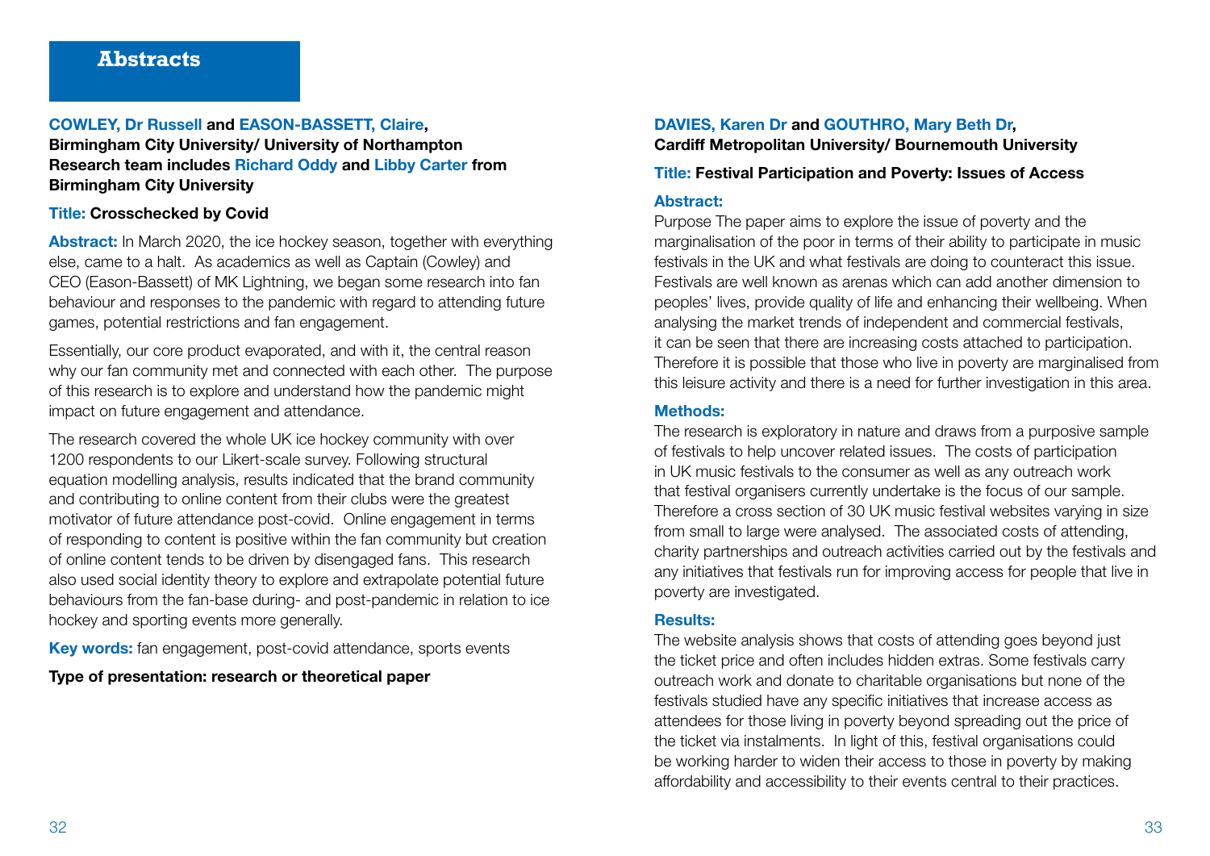# Abstracts

**COWLEY, Dr Russell and EASON-BASSETT, Claire,**
**Birmingham City University/ University of Northampton**
**Research team includes Richard Oddy and Libby Carter from Birmingham City University**

**Title: Crosschecked by Covid**

**Abstract:** In March 2020, the ice hockey season, together with everything else, came to a halt. As academics as well as Captain (Cowley) and CEO (Eason-Bassett) of MK Lightning, we began some research into fan behaviour and responses to the pandemic with regard to attending future games, potential restrictions and fan engagement.

Essentially, our core product evaporated, and with it, the central reason why our fan community met and connected with each other. The purpose of this research is to explore and understand how the pandemic might impact on future engagement and attendance.

The research covered the whole UK ice hockey community with over 1200 respondents to our Likert-scale survey. Following structural equation modelling analysis, results indicated that the brand community and contributing to online content from their clubs were the greatest motivator of future attendance post-covid. Online engagement in terms of responding to content is positive within the fan community but creation of online content tends to be driven by disengaged fans. This research also used social identity theory to explore and extrapolate potential future behaviours from the fan-base during- and post-pandemic in relation to ice hockey and sporting events more generally.

**Key words:** fan engagement, post-covid attendance, sports events

**Type of presentation: research or theoretical paper**

**DAVIES, Karen Dr and GOUTHRO, Mary Beth Dr,**
**Cardiff Metropolitan University/ Bournemouth University**

**Title: Festival Participation and Poverty: Issues of Access**

**Abstract:**

Purpose The paper aims to explore the issue of poverty and the marginalisation of the poor in terms of their ability to participate in music festivals in the UK and what festivals are doing to counteract this issue. Festivals are well known as arenas which can add another dimension to peoples' lives, provide quality of life and enhancing their wellbeing. When analysing the market trends of independent and commercial festivals, it can be seen that there are increasing costs attached to participation. Therefore it is possible that those who live in poverty are marginalised from this leisure activity and there is a need for further investigation in this area.

**Methods:**

The research is exploratory in nature and draws from a purposive sample of festivals to help uncover related issues. The costs of participation in UK music festivals to the consumer as well as any outreach work that festival organisers currently undertake is the focus of our sample. Therefore a cross section of 30 UK music festival websites varying in size from small to large were analysed. The associated costs of attending, charity partnerships and outreach activities carried out by the festivals and any initiatives that festivals run for improving access for people that live in poverty are investigated.

**Results:**

The website analysis shows that costs of attending goes beyond just the ticket price and often includes hidden extras. Some festivals carry outreach work and donate to charitable organisations but none of the festivals studied have any specific initiatives that increase access as attendees for those living in poverty beyond spreading out the price of the ticket via instalments. In light of this, festival organisations could be working harder to widen their access to those in poverty by making affordability and accessibility to their events central to their practices.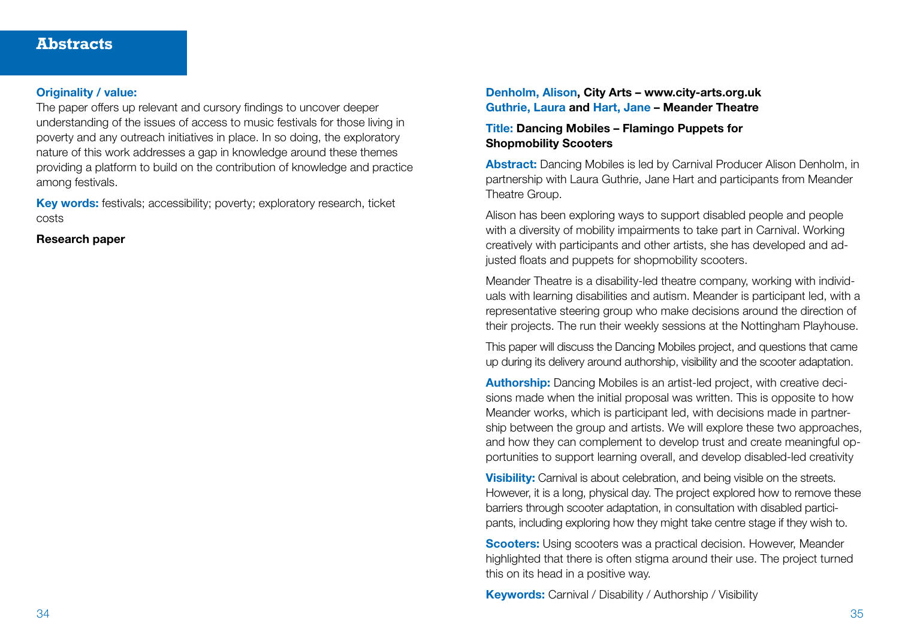## Abstracts

**Originality / value:**
The paper offers up relevant and cursory findings to uncover deeper understanding of the issues of access to music festivals for those living in poverty and any outreach initiatives in place. In so doing, the exploratory nature of this work addresses a gap in knowledge around these themes providing a platform to build on the contribution of knowledge and practice among festivals.

**Key words:** festivals; accessibility; poverty; exploratory research, ticket costs

**Research paper**

**Denholm, Alison, City Arts – www.city-arts.org.uk**
**Guthrie, Laura and Hart, Jane – Meander Theatre**

**Title: Dancing Mobiles – Flamingo Puppets for Shopmobility Scooters**

**Abstract:** Dancing Mobiles is led by Carnival Producer Alison Denholm, in partnership with Laura Guthrie, Jane Hart and participants from Meander Theatre Group.

Alison has been exploring ways to support disabled people and people with a diversity of mobility impairments to take part in Carnival. Working creatively with participants and other artists, she has developed and adjusted floats and puppets for shopmobility scooters.

Meander Theatre is a disability-led theatre company, working with individuals with learning disabilities and autism. Meander is participant led, with a representative steering group who make decisions around the direction of their projects. The run their weekly sessions at the Nottingham Playhouse.

This paper will discuss the Dancing Mobiles project, and questions that came up during its delivery around authorship, visibility and the scooter adaptation.

**Authorship:** Dancing Mobiles is an artist-led project, with creative decisions made when the initial proposal was written. This is opposite to how Meander works, which is participant led, with decisions made in partnership between the group and artists. We will explore these two approaches, and how they can complement to develop trust and create meaningful opportunities to support learning overall, and develop disabled-led creativity

**Visibility:** Carnival is about celebration, and being visible on the streets. However, it is a long, physical day. The project explored how to remove these barriers through scooter adaptation, in consultation with disabled participants, including exploring how they might take centre stage if they wish to.

**Scooters:** Using scooters was a practical decision. However, Meander highlighted that there is often stigma around their use. The project turned this on its head in a positive way.

**Keywords:** Carnival / Disability / Authorship / Visibility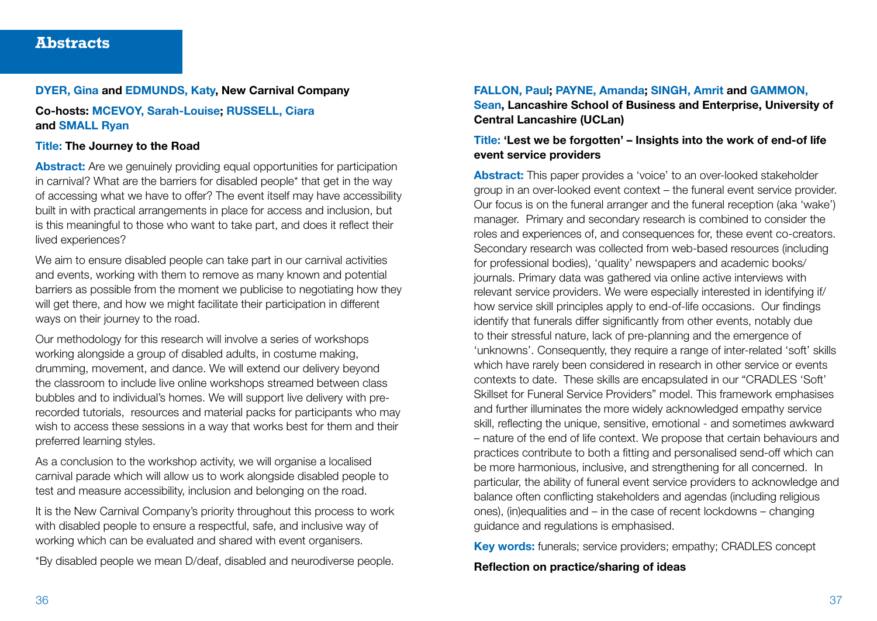# Abstracts

**DYER, Gina and EDMUNDS, Katy, New Carnival Company**

**Co-hosts: MCEVOY, Sarah-Louise; RUSSELL, Ciara and SMALL Ryan**

**Title: The Journey to the Road**

**Abstract:** Are we genuinely providing equal opportunities for participation in carnival? What are the barriers for disabled people* that get in the way of accessing what we have to offer? The event itself may have accessibility built in with practical arrangements in place for access and inclusion, but is this meaningful to those who want to take part, and does it reflect their lived experiences?

We aim to ensure disabled people can take part in our carnival activities and events, working with them to remove as many known and potential barriers as possible from the moment we publicise to negotiating how they will get there, and how we might facilitate their participation in different ways on their journey to the road.

Our methodology for this research will involve a series of workshops working alongside a group of disabled adults, in costume making, drumming, movement, and dance. We will extend our delivery beyond the classroom to include live online workshops streamed between class bubbles and to individual's homes. We will support live delivery with pre-recorded tutorials, resources and material packs for participants who may wish to access these sessions in a way that works best for them and their preferred learning styles.

As a conclusion to the workshop activity, we will organise a localised carnival parade which will allow us to work alongside disabled people to test and measure accessibility, inclusion and belonging on the road.

It is the New Carnival Company's priority throughout this process to work with disabled people to ensure a respectful, safe, and inclusive way of working which can be evaluated and shared with event organisers.

*By disabled people we mean D/deaf, disabled and neurodiverse people.

**FALLON, Paul; PAYNE, Amanda; SINGH, Amrit and GAMMON, Sean, Lancashire School of Business and Enterprise, University of Central Lancashire (UCLan)**

**Title: 'Lest we be forgotten' – Insights into the work of end-of life event service providers**

**Abstract:** This paper provides a 'voice' to an over-looked stakeholder group in an over-looked event context – the funeral event service provider. Our focus is on the funeral arranger and the funeral reception (aka 'wake') manager. Primary and secondary research is combined to consider the roles and experiences of, and consequences for, these event co-creators. Secondary research was collected from web-based resources (including for professional bodies), 'quality' newspapers and academic books/journals. Primary data was gathered via online active interviews with relevant service providers. We were especially interested in identifying if/how service skill principles apply to end-of-life occasions. Our findings identify that funerals differ significantly from other events, notably due to their stressful nature, lack of pre-planning and the emergence of 'unknowns'. Consequently, they require a range of inter-related 'soft' skills which have rarely been considered in research in other service or events contexts to date. These skills are encapsulated in our "CRADLES 'Soft' Skillset for Funeral Service Providers" model. This framework emphasises and further illuminates the more widely acknowledged empathy service skill, reflecting the unique, sensitive, emotional - and sometimes awkward – nature of the end of life context. We propose that certain behaviours and practices contribute to both a fitting and personalised send-off which can be more harmonious, inclusive, and strengthening for all concerned. In particular, the ability of funeral event service providers to acknowledge and balance often conflicting stakeholders and agendas (including religious ones), (in)equalities and – in the case of recent lockdowns – changing guidance and regulations is emphasised.

**Key words:** funerals; service providers; empathy; CRADLES concept

**Reflection on practice/sharing of ideas**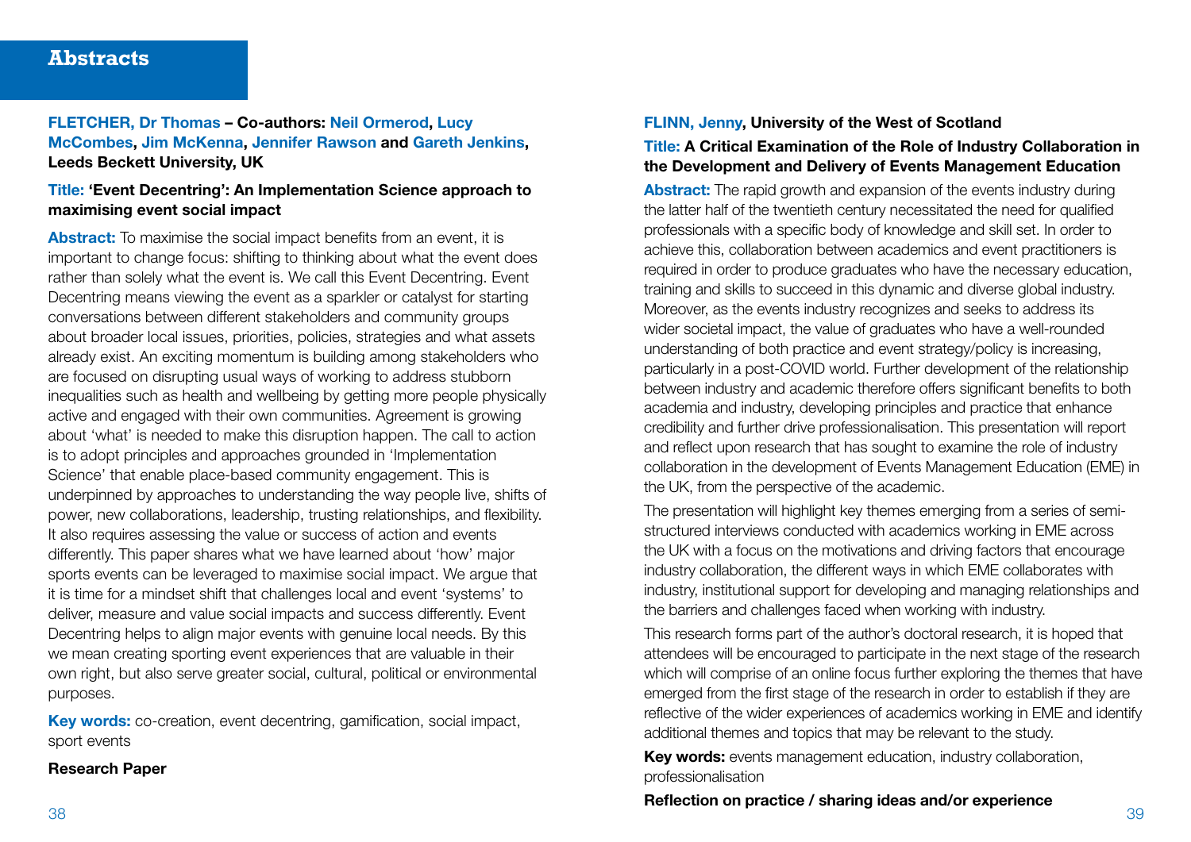# Abstracts

**FLETCHER, Dr Thomas – Co-authors: Neil Ormerod, Lucy McCombes, Jim McKenna, Jennifer Rawson and Gareth Jenkins, Leeds Beckett University, UK**

**Title: 'Event Decentring': An Implementation Science approach to maximising event social impact**

**Abstract:** To maximise the social impact benefits from an event, it is important to change focus: shifting to thinking about what the event does rather than solely what the event is. We call this Event Decentring. Event Decentring means viewing the event as a sparkler or catalyst for starting conversations between different stakeholders and community groups about broader local issues, priorities, policies, strategies and what assets already exist. An exciting momentum is building among stakeholders who are focused on disrupting usual ways of working to address stubborn inequalities such as health and wellbeing by getting more people physically active and engaged with their own communities. Agreement is growing about 'what' is needed to make this disruption happen. The call to action is to adopt principles and approaches grounded in 'Implementation Science' that enable place-based community engagement. This is underpinned by approaches to understanding the way people live, shifts of power, new collaborations, leadership, trusting relationships, and flexibility. It also requires assessing the value or success of action and events differently. This paper shares what we have learned about 'how' major sports events can be leveraged to maximise social impact. We argue that it is time for a mindset shift that challenges local and event 'systems' to deliver, measure and value social impacts and success differently. Event Decentring helps to align major events with genuine local needs. By this we mean creating sporting event experiences that are valuable in their own right, but also serve greater social, cultural, political or environmental purposes.

**Key words:** co-creation, event decentring, gamification, social impact, sport events

**Research Paper**

**FLINN, Jenny, University of the West of Scotland**

**Title: A Critical Examination of the Role of Industry Collaboration in the Development and Delivery of Events Management Education**

**Abstract:** The rapid growth and expansion of the events industry during the latter half of the twentieth century necessitated the need for qualified professionals with a specific body of knowledge and skill set. In order to achieve this, collaboration between academics and event practitioners is required in order to produce graduates who have the necessary education, training and skills to succeed in this dynamic and diverse global industry. Moreover, as the events industry recognizes and seeks to address its wider societal impact, the value of graduates who have a well-rounded understanding of both practice and event strategy/policy is increasing, particularly in a post-COVID world. Further development of the relationship between industry and academic therefore offers significant benefits to both academia and industry, developing principles and practice that enhance credibility and further drive professionalisation. This presentation will report and reflect upon research that has sought to examine the role of industry collaboration in the development of Events Management Education (EME) in the UK, from the perspective of the academic.

The presentation will highlight key themes emerging from a series of semi-structured interviews conducted with academics working in EME across the UK with a focus on the motivations and driving factors that encourage industry collaboration, the different ways in which EME collaborates with industry, institutional support for developing and managing relationships and the barriers and challenges faced when working with industry.

This research forms part of the author's doctoral research, it is hoped that attendees will be encouraged to participate in the next stage of the research which will comprise of an online focus further exploring the themes that have emerged from the first stage of the research in order to establish if they are reflective of the wider experiences of academics working in EME and identify additional themes and topics that may be relevant to the study.

**Key words:** events management education, industry collaboration, professionalisation

**Reflection on practice / sharing ideas and/or experience**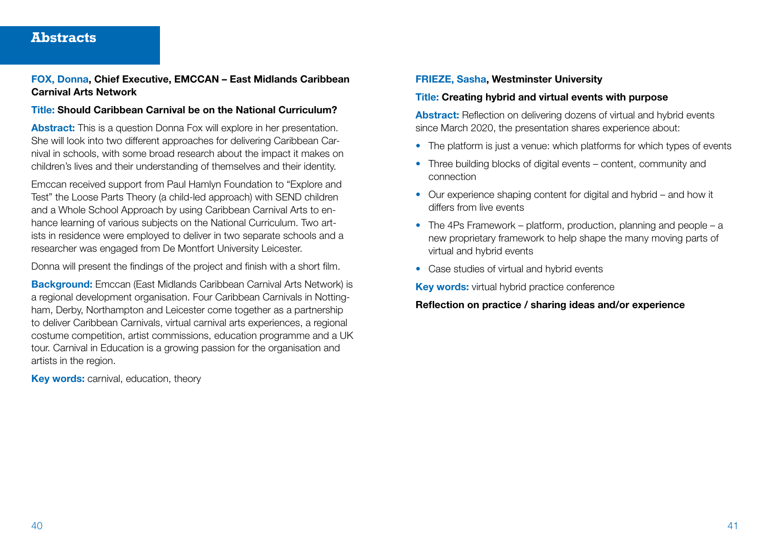# Abstracts

**FOX, Donna, Chief Executive, EMCCAN – East Midlands Caribbean Carnival Arts Network**

**Title: Should Caribbean Carnival be on the National Curriculum?**

**Abstract:** This is a question Donna Fox will explore in her presentation. She will look into two different approaches for delivering Caribbean Carnival in schools, with some broad research about the impact it makes on children's lives and their understanding of themselves and their identity.

Emccan received support from Paul Hamlyn Foundation to "Explore and Test" the Loose Parts Theory (a child-led approach) with SEND children and a Whole School Approach by using Caribbean Carnival Arts to enhance learning of various subjects on the National Curriculum. Two artists in residence were employed to deliver in two separate schools and a researcher was engaged from De Montfort University Leicester.

Donna will present the findings of the project and finish with a short film.

**Background:** Emccan (East Midlands Caribbean Carnival Arts Network) is a regional development organisation. Four Caribbean Carnivals in Nottingham, Derby, Northampton and Leicester come together as a partnership to deliver Caribbean Carnivals, virtual carnival arts experiences, a regional costume competition, artist commissions, education programme and a UK tour. Carnival in Education is a growing passion for the organisation and artists in the region.

**Key words:** carnival, education, theory

**FRIEZE, Sasha, Westminster University**

**Title: Creating hybrid and virtual events with purpose**

**Abstract:** Reflection on delivering dozens of virtual and hybrid events since March 2020, the presentation shares experience about:

- The platform is just a venue: which platforms for which types of events
- Three building blocks of digital events – content, community and connection
- Our experience shaping content for digital and hybrid – and how it differs from live events
- The 4Ps Framework – platform, production, planning and people – a new proprietary framework to help shape the many moving parts of virtual and hybrid events
- Case studies of virtual and hybrid events

**Key words:** virtual hybrid practice conference

**Reflection on practice / sharing ideas and/or experience**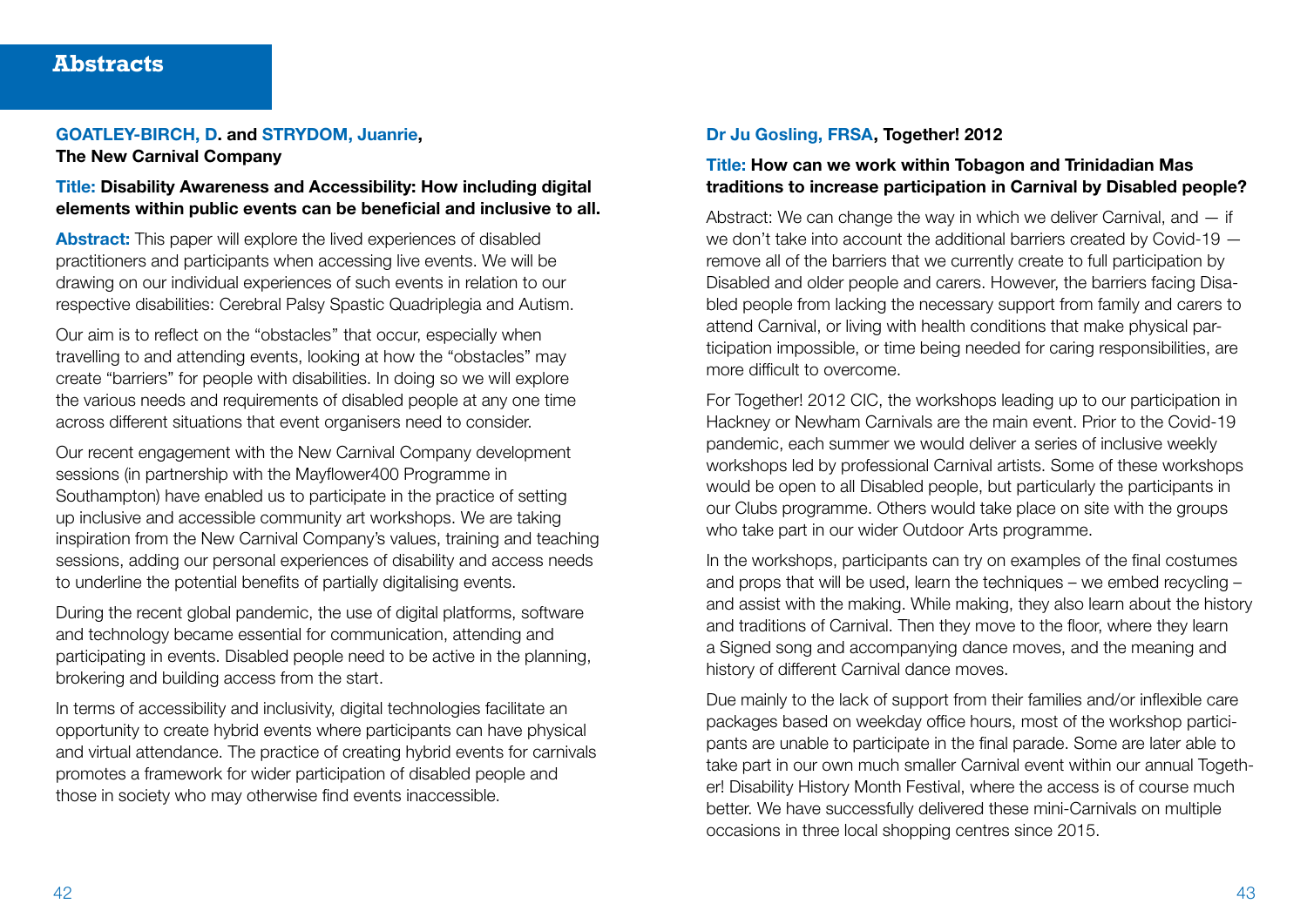# Abstracts

**GOATLEY-BIRCH, D. and STRYDOM, Juanrie,**
**The New Carnival Company**

**Title: Disability Awareness and Accessibility: How including digital elements within public events can be beneficial and inclusive to all.**

**Abstract:** This paper will explore the lived experiences of disabled practitioners and participants when accessing live events. We will be drawing on our individual experiences of such events in relation to our respective disabilities: Cerebral Palsy Spastic Quadriplegia and Autism.

Our aim is to reflect on the "obstacles" that occur, especially when travelling to and attending events, looking at how the "obstacles" may create "barriers" for people with disabilities. In doing so we will explore the various needs and requirements of disabled people at any one time across different situations that event organisers need to consider.

Our recent engagement with the New Carnival Company development sessions (in partnership with the Mayflower400 Programme in Southampton) have enabled us to participate in the practice of setting up inclusive and accessible community art workshops. We are taking inspiration from the New Carnival Company's values, training and teaching sessions, adding our personal experiences of disability and access needs to underline the potential benefits of partially digitalising events.

During the recent global pandemic, the use of digital platforms, software and technology became essential for communication, attending and participating in events. Disabled people need to be active in the planning, brokering and building access from the start.

In terms of accessibility and inclusivity, digital technologies facilitate an opportunity to create hybrid events where participants can have physical and virtual attendance. The practice of creating hybrid events for carnivals promotes a framework for wider participation of disabled people and those in society who may otherwise find events inaccessible.

**Dr Ju Gosling, FRSA, Together! 2012**

**Title: How can we work within Tobagon and Trinidadian Mas traditions to increase participation in Carnival by Disabled people?**

Abstract: We can change the way in which we deliver Carnival, and — if we don't take into account the additional barriers created by Covid-19 — remove all of the barriers that we currently create to full participation by Disabled and older people and carers. However, the barriers facing Disabled people from lacking the necessary support from family and carers to attend Carnival, or living with health conditions that make physical participation impossible, or time being needed for caring responsibilities, are more difficult to overcome.

For Together! 2012 CIC, the workshops leading up to our participation in Hackney or Newham Carnivals are the main event. Prior to the Covid-19 pandemic, each summer we would deliver a series of inclusive weekly workshops led by professional Carnival artists. Some of these workshops would be open to all Disabled people, but particularly the participants in our Clubs programme. Others would take place on site with the groups who take part in our wider Outdoor Arts programme.

In the workshops, participants can try on examples of the final costumes and props that will be used, learn the techniques – we embed recycling – and assist with the making. While making, they also learn about the history and traditions of Carnival. Then they move to the floor, where they learn a Signed song and accompanying dance moves, and the meaning and history of different Carnival dance moves.

Due mainly to the lack of support from their families and/or inflexible care packages based on weekday office hours, most of the workshop participants are unable to participate in the final parade. Some are later able to take part in our own much smaller Carnival event within our annual Together! Disability History Month Festival, where the access is of course much better. We have successfully delivered these mini-Carnivals on multiple occasions in three local shopping centres since 2015.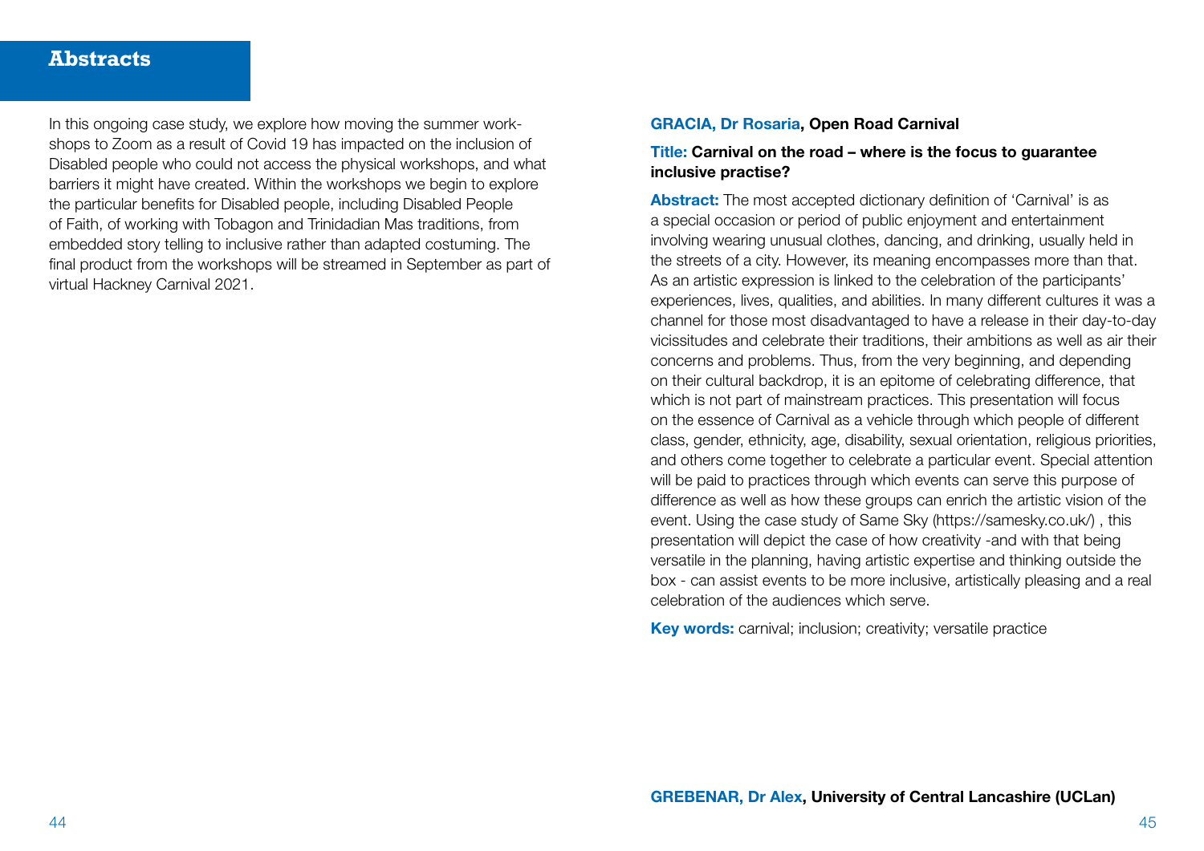# Abstracts

In this ongoing case study, we explore how moving the summer workshops to Zoom as a result of Covid 19 has impacted on the inclusion of Disabled people who could not access the physical workshops, and what barriers it might have created. Within the workshops we begin to explore the particular benefits for Disabled people, including Disabled People of Faith, of working with Tobagon and Trinidadian Mas traditions, from embedded story telling to inclusive rather than adapted costuming. The final product from the workshops will be streamed in September as part of virtual Hackney Carnival 2021.

**GRACIA, Dr Rosaria, Open Road Carnival**

**Title: Carnival on the road – where is the focus to guarantee inclusive practise?**

**Abstract:** The most accepted dictionary definition of 'Carnival' is as a special occasion or period of public enjoyment and entertainment involving wearing unusual clothes, dancing, and drinking, usually held in the streets of a city. However, its meaning encompasses more than that. As an artistic expression is linked to the celebration of the participants' experiences, lives, qualities, and abilities. In many different cultures it was a channel for those most disadvantaged to have a release in their day-to-day vicissitudes and celebrate their traditions, their ambitions as well as air their concerns and problems. Thus, from the very beginning, and depending on their cultural backdrop, it is an epitome of celebrating difference, that which is not part of mainstream practices. This presentation will focus on the essence of Carnival as a vehicle through which people of different class, gender, ethnicity, age, disability, sexual orientation, religious priorities, and others come together to celebrate a particular event. Special attention will be paid to practices through which events can serve this purpose of difference as well as how these groups can enrich the artistic vision of the event. Using the case study of Same Sky (https://samesky.co.uk/) , this presentation will depict the case of how creativity -and with that being versatile in the planning, having artistic expertise and thinking outside the box - can assist events to be more inclusive, artistically pleasing and a real celebration of the audiences which serve.

**Key words:** carnival; inclusion; creativity; versatile practice

**GREBENAR, Dr Alex, University of Central Lancashire (UCLan)**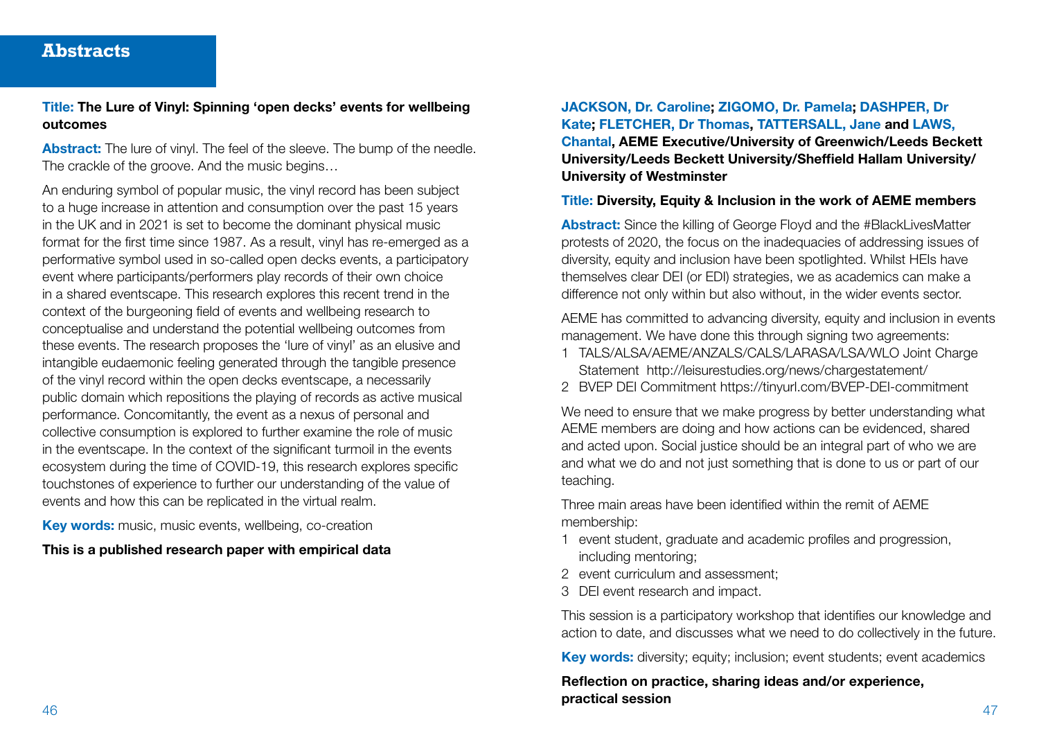# Abstracts

**Title: The Lure of Vinyl: Spinning 'open decks' events for wellbeing outcomes**

**Abstract:** The lure of vinyl. The feel of the sleeve. The bump of the needle. The crackle of the groove. And the music begins…

An enduring symbol of popular music, the vinyl record has been subject to a huge increase in attention and consumption over the past 15 years in the UK and in 2021 is set to become the dominant physical music format for the first time since 1987. As a result, vinyl has re-emerged as a performative symbol used in so-called open decks events, a participatory event where participants/performers play records of their own choice in a shared eventscape. This research explores this recent trend in the context of the burgeoning field of events and wellbeing research to conceptualise and understand the potential wellbeing outcomes from these events. The research proposes the 'lure of vinyl' as an elusive and intangible eudaemonic feeling generated through the tangible presence of the vinyl record within the open decks eventscape, a necessarily public domain which repositions the playing of records as active musical performance. Concomitantly, the event as a nexus of personal and collective consumption is explored to further examine the role of music in the eventscape. In the context of the significant turmoil in the events ecosystem during the time of COVID-19, this research explores specific touchstones of experience to further our understanding of the value of events and how this can be replicated in the virtual realm.

**Key words:** music, music events, wellbeing, co-creation

**This is a published research paper with empirical data**

**JACKSON, Dr. Caroline; ZIGOMO, Dr. Pamela; DASHPER, Dr Kate; FLETCHER, Dr Thomas, TATTERSALL, Jane and LAWS, Chantal, AEME Executive/University of Greenwich/Leeds Beckett University/Leeds Beckett University/Sheffield Hallam University/ University of Westminster**

**Title: Diversity, Equity & Inclusion in the work of AEME members**

**Abstract:** Since the killing of George Floyd and the #BlackLivesMatter protests of 2020, the focus on the inadequacies of addressing issues of diversity, equity and inclusion have been spotlighted. Whilst HEIs have themselves clear DEI (or EDI) strategies, we as academics can make a difference not only within but also without, in the wider events sector.

AEME has committed to advancing diversity, equity and inclusion in events management. We have done this through signing two agreements:

1. TALS/ALSA/AEME/ANZALS/CALS/LARASA/LSA/WLO Joint Charge Statement http://leisurestudies.org/news/chargestatement/
2. BVEP DEI Commitment https://tinyurl.com/BVEP-DEI-commitment

We need to ensure that we make progress by better understanding what AEME members are doing and how actions can be evidenced, shared and acted upon. Social justice should be an integral part of who we are and what we do and not just something that is done to us or part of our teaching.

Three main areas have been identified within the remit of AEME membership:

1. event student, graduate and academic profiles and progression, including mentoring;
2. event curriculum and assessment;
3. DEI event research and impact.

This session is a participatory workshop that identifies our knowledge and action to date, and discusses what we need to do collectively in the future.

**Key words:** diversity; equity; inclusion; event students; event academics

**Reflection on practice, sharing ideas and/or experience, practical session**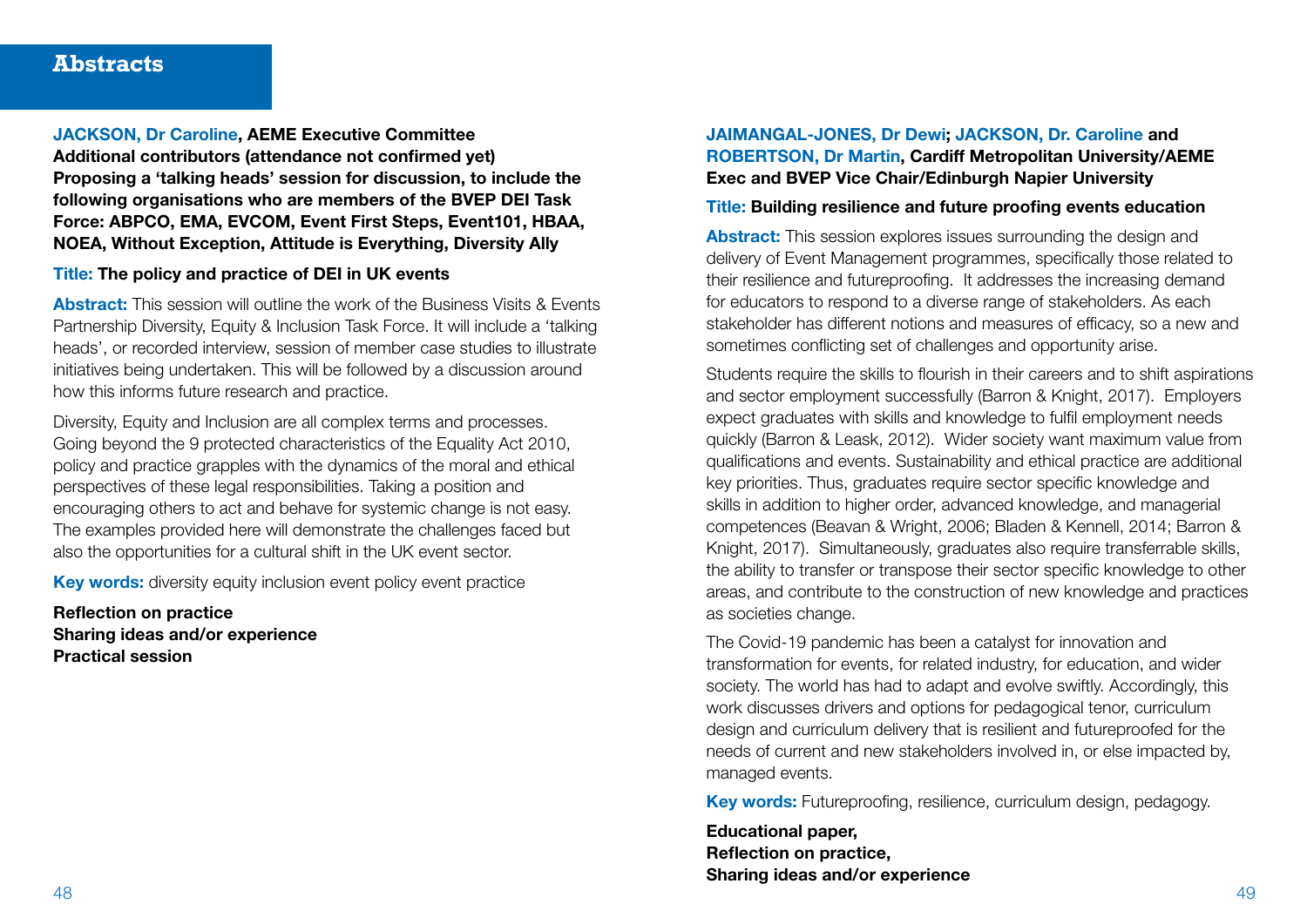# Abstracts

**JACKSON, Dr Caroline, AEME Executive Committee**
**Additional contributors (attendance not confirmed yet)**
**Proposing a 'talking heads' session for discussion, to include the following organisations who are members of the BVEP DEI Task Force: ABPCO, EMA, EVCOM, Event First Steps, Event101, HBAA, NOEA, Without Exception, Attitude is Everything, Diversity Ally**

**Title: The policy and practice of DEI in UK events**

**Abstract:** This session will outline the work of the Business Visits & Events Partnership Diversity, Equity & Inclusion Task Force. It will include a 'talking heads', or recorded interview, session of member case studies to illustrate initiatives being undertaken. This will be followed by a discussion around how this informs future research and practice.

Diversity, Equity and Inclusion are all complex terms and processes. Going beyond the 9 protected characteristics of the Equality Act 2010, policy and practice grapples with the dynamics of the moral and ethical perspectives of these legal responsibilities. Taking a position and encouraging others to act and behave for systemic change is not easy. The examples provided here will demonstrate the challenges faced but also the opportunities for a cultural shift in the UK event sector.

**Key words:** diversity equity inclusion event policy event practice

**Reflection on practice**
**Sharing ideas and/or experience**
**Practical session**

**JAIMANGAL-JONES, Dr Dewi; JACKSON, Dr. Caroline and ROBERTSON, Dr Martin, Cardiff Metropolitan University/AEME Exec and BVEP Vice Chair/Edinburgh Napier University**

**Title: Building resilience and future proofing events education**

**Abstract:** This session explores issues surrounding the design and delivery of Event Management programmes, specifically those related to their resilience and futureproofing. It addresses the increasing demand for educators to respond to a diverse range of stakeholders. As each stakeholder has different notions and measures of efficacy, so a new and sometimes conflicting set of challenges and opportunity arise.

Students require the skills to flourish in their careers and to shift aspirations and sector employment successfully (Barron & Knight, 2017). Employers expect graduates with skills and knowledge to fulfil employment needs quickly (Barron & Leask, 2012). Wider society want maximum value from qualifications and events. Sustainability and ethical practice are additional key priorities. Thus, graduates require sector specific knowledge and skills in addition to higher order, advanced knowledge, and managerial competences (Beavan & Wright, 2006; Bladen & Kennell, 2014; Barron & Knight, 2017). Simultaneously, graduates also require transferrable skills, the ability to transfer or transpose their sector specific knowledge to other areas, and contribute to the construction of new knowledge and practices as societies change.

The Covid-19 pandemic has been a catalyst for innovation and transformation for events, for related industry, for education, and wider society. The world has had to adapt and evolve swiftly. Accordingly, this work discusses drivers and options for pedagogical tenor, curriculum design and curriculum delivery that is resilient and futureproofed for the needs of current and new stakeholders involved in, or else impacted by, managed events.

**Key words:** Futureproofing, resilience, curriculum design, pedagogy.

**Educational paper,**
**Reflection on practice,**
**Sharing ideas and/or experience**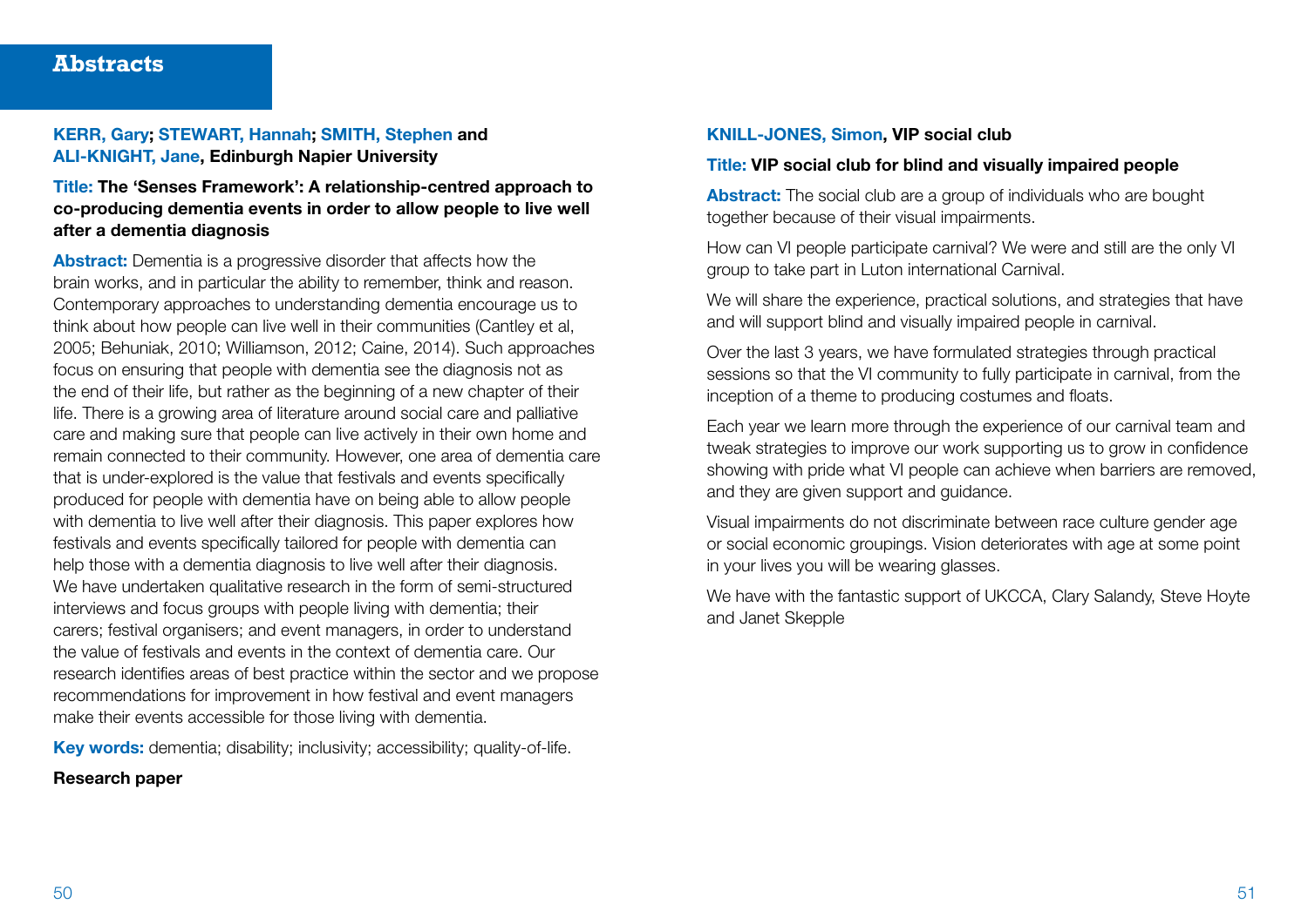# Abstracts

**KERR, Gary; STEWART, Hannah; SMITH, Stephen and ALI-KNIGHT, Jane, Edinburgh Napier University**

**Title: The 'Senses Framework': A relationship-centred approach to co-producing dementia events in order to allow people to live well after a dementia diagnosis**

**Abstract:** Dementia is a progressive disorder that affects how the brain works, and in particular the ability to remember, think and reason. Contemporary approaches to understanding dementia encourage us to think about how people can live well in their communities (Cantley et al, 2005; Behuniak, 2010; Williamson, 2012; Caine, 2014). Such approaches focus on ensuring that people with dementia see the diagnosis not as the end of their life, but rather as the beginning of a new chapter of their life. There is a growing area of literature around social care and palliative care and making sure that people can live actively in their own home and remain connected to their community. However, one area of dementia care that is under-explored is the value that festivals and events specifically produced for people with dementia have on being able to allow people with dementia to live well after their diagnosis. This paper explores how festivals and events specifically tailored for people with dementia can help those with a dementia diagnosis to live well after their diagnosis. We have undertaken qualitative research in the form of semi-structured interviews and focus groups with people living with dementia; their carers; festival organisers; and event managers, in order to understand the value of festivals and events in the context of dementia care. Our research identifies areas of best practice within the sector and we propose recommendations for improvement in how festival and event managers make their events accessible for those living with dementia.

**Key words:** dementia; disability; inclusivity; accessibility; quality-of-life.

**Research paper**

**KNILL-JONES, Simon, VIP social club**

**Title: VIP social club for blind and visually impaired people**

**Abstract:** The social club are a group of individuals who are bought together because of their visual impairments.

How can VI people participate carnival? We were and still are the only VI group to take part in Luton international Carnival.

We will share the experience, practical solutions, and strategies that have and will support blind and visually impaired people in carnival.

Over the last 3 years, we have formulated strategies through practical sessions so that the VI community to fully participate in carnival, from the inception of a theme to producing costumes and floats.

Each year we learn more through the experience of our carnival team and tweak strategies to improve our work supporting us to grow in confidence showing with pride what VI people can achieve when barriers are removed, and they are given support and guidance.

Visual impairments do not discriminate between race culture gender age or social economic groupings. Vision deteriorates with age at some point in your lives you will be wearing glasses.

We have with the fantastic support of UKCCA, Clary Salandy, Steve Hoyte and Janet Skepple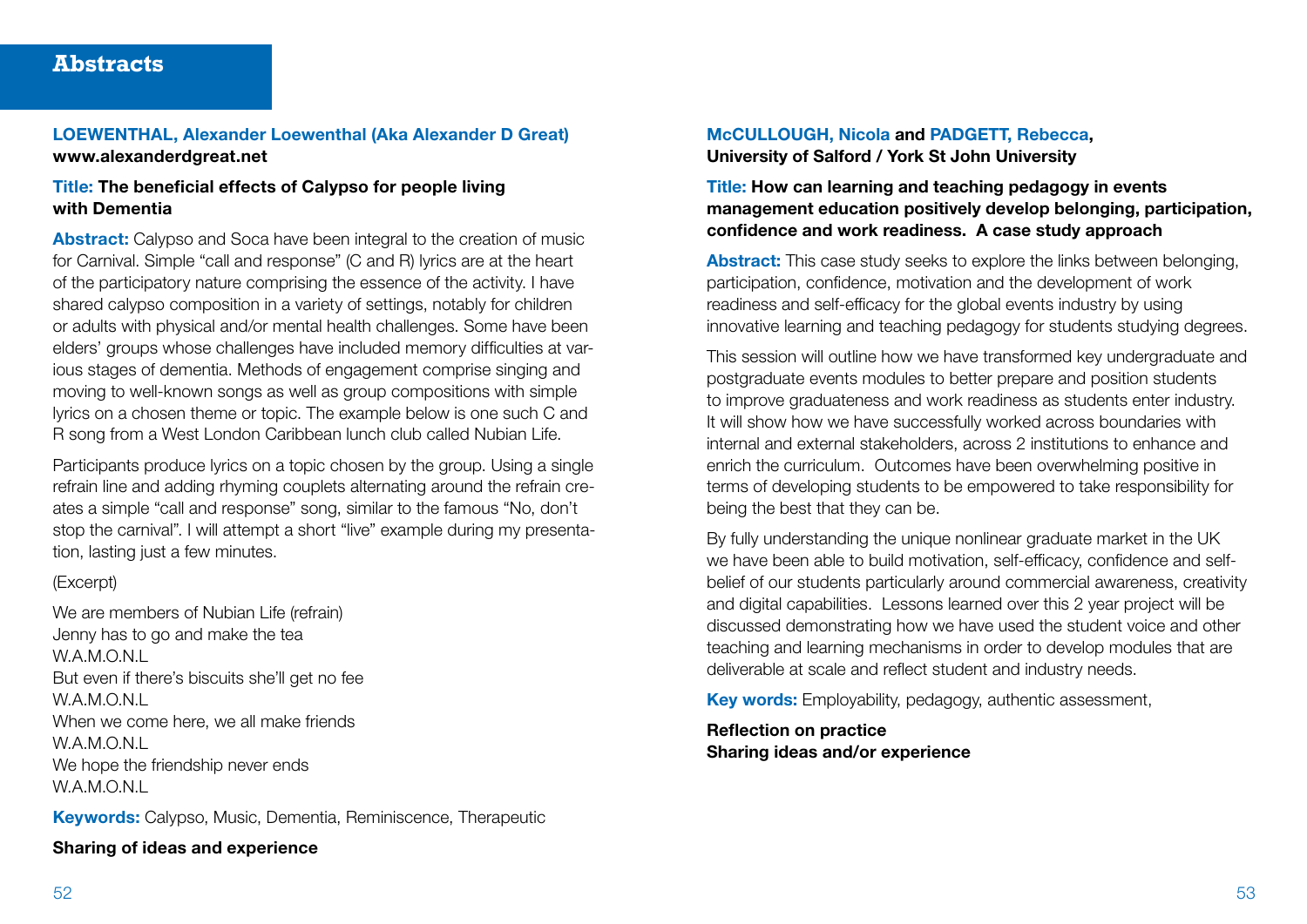## Abstracts

**LOEWENTHAL, Alexander Loewenthal (Aka Alexander D Great)**
**www.alexanderdgreat.net**

**Title: The beneficial effects of Calypso for people living with Dementia**

**Abstract:** Calypso and Soca have been integral to the creation of music for Carnival. Simple "call and response" (C and R) lyrics are at the heart of the participatory nature comprising the essence of the activity. I have shared calypso composition in a variety of settings, notably for children or adults with physical and/or mental health challenges. Some have been elders' groups whose challenges have included memory difficulties at various stages of dementia. Methods of engagement comprise singing and moving to well-known songs as well as group compositions with simple lyrics on a chosen theme or topic. The example below is one such C and R song from a West London Caribbean lunch club called Nubian Life.

Participants produce lyrics on a topic chosen by the group. Using a single refrain line and adding rhyming couplets alternating around the refrain creates a simple "call and response" song, similar to the famous "No, don't stop the carnival". I will attempt a short "live" example during my presentation, lasting just a few minutes.

(Excerpt)

We are members of Nubian Life (refrain)
Jenny has to go and make the tea
W.A.M.O.N.L
But even if there's biscuits she'll get no fee
W.A.M.O.N.L
When we come here, we all make friends
W.A.M.O.N.L
We hope the friendship never ends
W.A.M.O.N.L

**Keywords:** Calypso, Music, Dementia, Reminiscence, Therapeutic

**Sharing of ideas and experience**

**McCULLOUGH, Nicola and PADGETT, Rebecca,**
**University of Salford / York St John University**

**Title: How can learning and teaching pedagogy in events management education positively develop belonging, participation, confidence and work readiness. A case study approach**

**Abstract:** This case study seeks to explore the links between belonging, participation, confidence, motivation and the development of work readiness and self-efficacy for the global events industry by using innovative learning and teaching pedagogy for students studying degrees.

This session will outline how we have transformed key undergraduate and postgraduate events modules to better prepare and position students to improve graduateness and work readiness as students enter industry. It will show how we have successfully worked across boundaries with internal and external stakeholders, across 2 institutions to enhance and enrich the curriculum. Outcomes have been overwhelming positive in terms of developing students to be empowered to take responsibility for being the best that they can be.

By fully understanding the unique nonlinear graduate market in the UK we have been able to build motivation, self-efficacy, confidence and self-belief of our students particularly around commercial awareness, creativity and digital capabilities. Lessons learned over this 2 year project will be discussed demonstrating how we have used the student voice and other teaching and learning mechanisms in order to develop modules that are deliverable at scale and reflect student and industry needs.

**Key words:** Employability, pedagogy, authentic assessment,

**Reflection on practice**
**Sharing ideas and/or experience**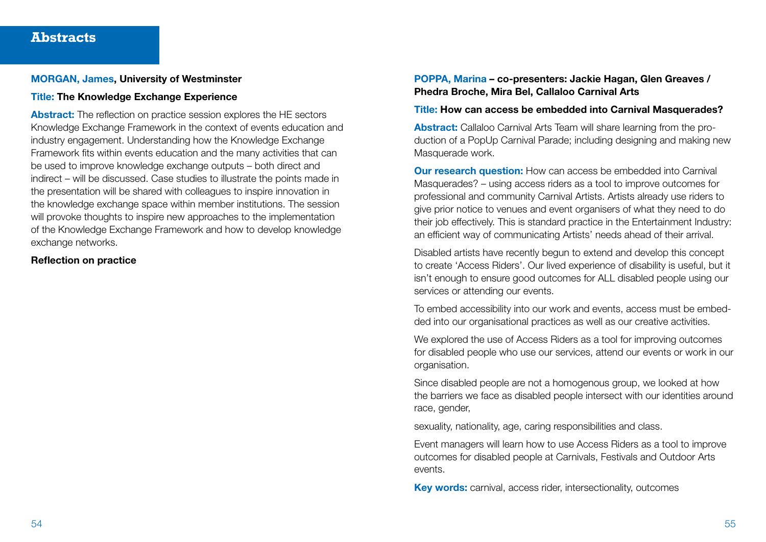# Abstracts

**MORGAN, James, University of Westminster**

**Title: The Knowledge Exchange Experience**

**Abstract:** The reflection on practice session explores the HE sectors Knowledge Exchange Framework in the context of events education and industry engagement. Understanding how the Knowledge Exchange Framework fits within events education and the many activities that can be used to improve knowledge exchange outputs – both direct and indirect – will be discussed. Case studies to illustrate the points made in the presentation will be shared with colleagues to inspire innovation in the knowledge exchange space within member institutions. The session will provoke thoughts to inspire new approaches to the implementation of the Knowledge Exchange Framework and how to develop knowledge exchange networks.

**Reflection on practice**

**POPPA, Marina – co-presenters: Jackie Hagan, Glen Greaves / Phedra Broche, Mira Bel, Callaloo Carnival Arts**

**Title: How can access be embedded into Carnival Masquerades?**

**Abstract:** Callaloo Carnival Arts Team will share learning from the production of a PopUp Carnival Parade; including designing and making new Masquerade work.

**Our research question:** How can access be embedded into Carnival Masquerades? – using access riders as a tool to improve outcomes for professional and community Carnival Artists. Artists already use riders to give prior notice to venues and event organisers of what they need to do their job effectively. This is standard practice in the Entertainment Industry: an efficient way of communicating Artists' needs ahead of their arrival.

Disabled artists have recently begun to extend and develop this concept to create 'Access Riders'. Our lived experience of disability is useful, but it isn't enough to ensure good outcomes for ALL disabled people using our services or attending our events.

To embed accessibility into our work and events, access must be embedded into our organisational practices as well as our creative activities.

We explored the use of Access Riders as a tool for improving outcomes for disabled people who use our services, attend our events or work in our organisation.

Since disabled people are not a homogenous group, we looked at how the barriers we face as disabled people intersect with our identities around race, gender,

sexuality, nationality, age, caring responsibilities and class.

Event managers will learn how to use Access Riders as a tool to improve outcomes for disabled people at Carnivals, Festivals and Outdoor Arts events.

**Key words:** carnival, access rider, intersectionality, outcomes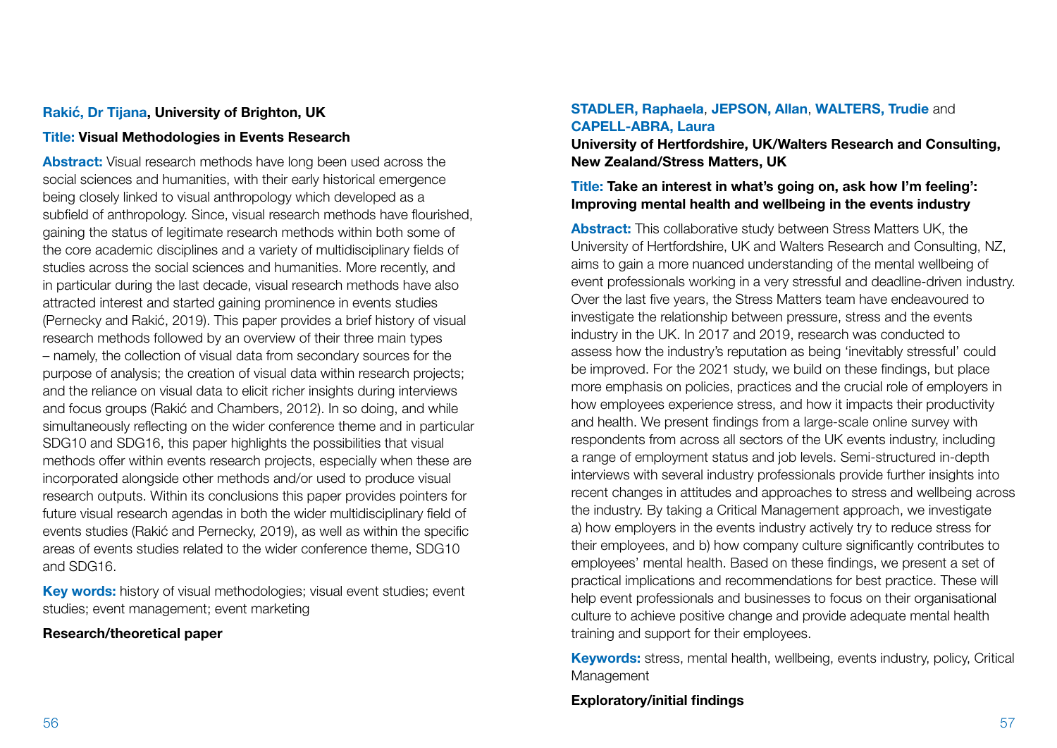**Rakić, Dr Tijana, University of Brighton, UK**

**Title: Visual Methodologies in Events Research**

**Abstract:** Visual research methods have long been used across the social sciences and humanities, with their early historical emergence being closely linked to visual anthropology which developed as a subfield of anthropology. Since, visual research methods have flourished, gaining the status of legitimate research methods within both some of the core academic disciplines and a variety of multidisciplinary fields of studies across the social sciences and humanities. More recently, and in particular during the last decade, visual research methods have also attracted interest and started gaining prominence in events studies (Pernecky and Rakić, 2019). This paper provides a brief history of visual research methods followed by an overview of their three main types – namely, the collection of visual data from secondary sources for the purpose of analysis; the creation of visual data within research projects; and the reliance on visual data to elicit richer insights during interviews and focus groups (Rakić and Chambers, 2012). In so doing, and while simultaneously reflecting on the wider conference theme and in particular SDG10 and SDG16, this paper highlights the possibilities that visual methods offer within events research projects, especially when these are incorporated alongside other methods and/or used to produce visual research outputs. Within its conclusions this paper provides pointers for future visual research agendas in both the wider multidisciplinary field of events studies (Rakić and Pernecky, 2019), as well as within the specific areas of events studies related to the wider conference theme, SDG10 and SDG16.

**Key words:** history of visual methodologies; visual event studies; event studies; event management; event marketing

**Research/theoretical paper**

**STADLER, Raphaela, JEPSON, Allan, WALTERS, Trudie and CAPELL-ABRA, Laura**

**University of Hertfordshire, UK/Walters Research and Consulting, New Zealand/Stress Matters, UK**

**Title: Take an interest in what's going on, ask how I'm feeling': Improving mental health and wellbeing in the events industry**

**Abstract:** This collaborative study between Stress Matters UK, the University of Hertfordshire, UK and Walters Research and Consulting, NZ, aims to gain a more nuanced understanding of the mental wellbeing of event professionals working in a very stressful and deadline-driven industry. Over the last five years, the Stress Matters team have endeavoured to investigate the relationship between pressure, stress and the events industry in the UK. In 2017 and 2019, research was conducted to assess how the industry's reputation as being 'inevitably stressful' could be improved. For the 2021 study, we build on these findings, but place more emphasis on policies, practices and the crucial role of employers in how employees experience stress, and how it impacts their productivity and health. We present findings from a large-scale online survey with respondents from across all sectors of the UK events industry, including a range of employment status and job levels. Semi-structured in-depth interviews with several industry professionals provide further insights into recent changes in attitudes and approaches to stress and wellbeing across the industry. By taking a Critical Management approach, we investigate a) how employers in the events industry actively try to reduce stress for their employees, and b) how company culture significantly contributes to employees' mental health. Based on these findings, we present a set of practical implications and recommendations for best practice. These will help event professionals and businesses to focus on their organisational culture to achieve positive change and provide adequate mental health training and support for their employees.

**Keywords:** stress, mental health, wellbeing, events industry, policy, Critical Management

**Exploratory/initial findings**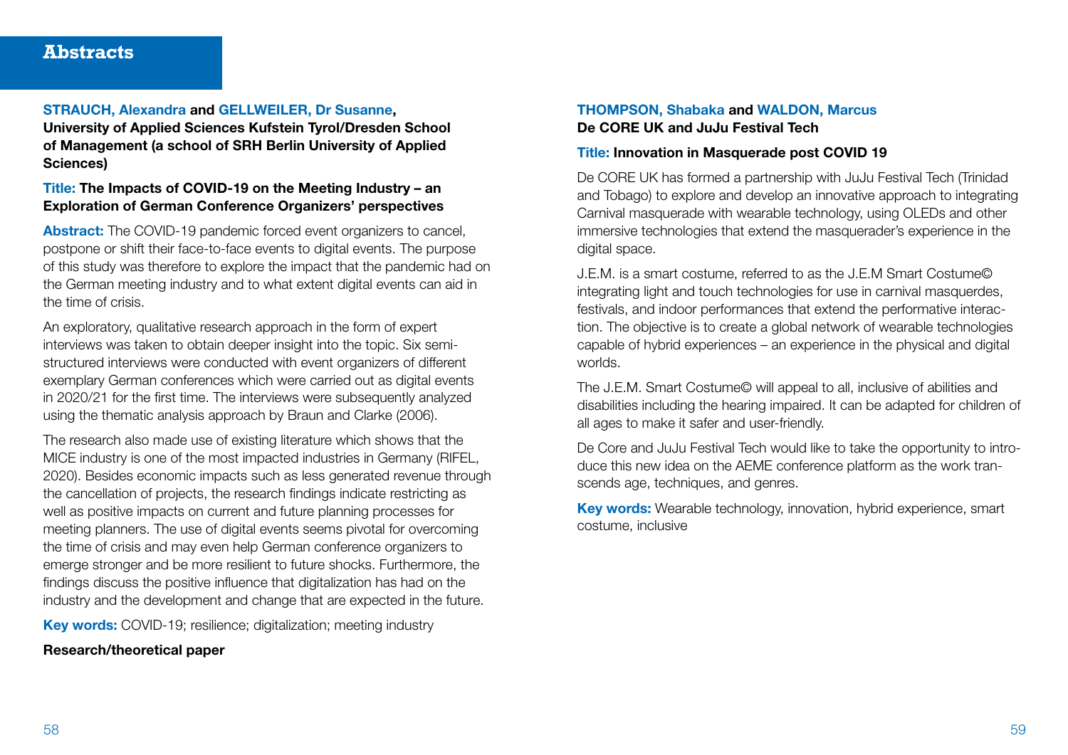# Abstracts

**STRAUCH, Alexandra and GELLWEILER, Dr Susanne,**
**University of Applied Sciences Kufstein Tyrol/Dresden School of Management (a school of SRH Berlin University of Applied Sciences)**

**Title: The Impacts of COVID-19 on the Meeting Industry – an Exploration of German Conference Organizers' perspectives**

**Abstract:** The COVID-19 pandemic forced event organizers to cancel, postpone or shift their face-to-face events to digital events. The purpose of this study was therefore to explore the impact that the pandemic had on the German meeting industry and to what extent digital events can aid in the time of crisis.

An exploratory, qualitative research approach in the form of expert interviews was taken to obtain deeper insight into the topic. Six semi-structured interviews were conducted with event organizers of different exemplary German conferences which were carried out as digital events in 2020/21 for the first time. The interviews were subsequently analyzed using the thematic analysis approach by Braun and Clarke (2006).

The research also made use of existing literature which shows that the MICE industry is one of the most impacted industries in Germany (RIFEL, 2020). Besides economic impacts such as less generated revenue through the cancellation of projects, the research findings indicate restricting as well as positive impacts on current and future planning processes for meeting planners. The use of digital events seems pivotal for overcoming the time of crisis and may even help German conference organizers to emerge stronger and be more resilient to future shocks. Furthermore, the findings discuss the positive influence that digitalization has had on the industry and the development and change that are expected in the future.

**Key words:** COVID-19; resilience; digitalization; meeting industry

**Research/theoretical paper**

**THOMPSON, Shabaka and WALDON, Marcus**
**De CORE UK and JuJu Festival Tech**

**Title: Innovation in Masquerade post COVID 19**

De CORE UK has formed a partnership with JuJu Festival Tech (Trinidad and Tobago) to explore and develop an innovative approach to integrating Carnival masquerade with wearable technology, using OLEDs and other immersive technologies that extend the masquerader's experience in the digital space.

J.E.M. is a smart costume, referred to as the J.E.M Smart Costume© integrating light and touch technologies for use in carnival masquerdes, festivals, and indoor performances that extend the performative interaction. The objective is to create a global network of wearable technologies capable of hybrid experiences – an experience in the physical and digital worlds.

The J.E.M. Smart Costume© will appeal to all, inclusive of abilities and disabilities including the hearing impaired. It can be adapted for children of all ages to make it safer and user-friendly.

De Core and JuJu Festival Tech would like to take the opportunity to introduce this new idea on the AEME conference platform as the work transcends age, techniques, and genres.

**Key words:** Wearable technology, innovation, hybrid experience, smart costume, inclusive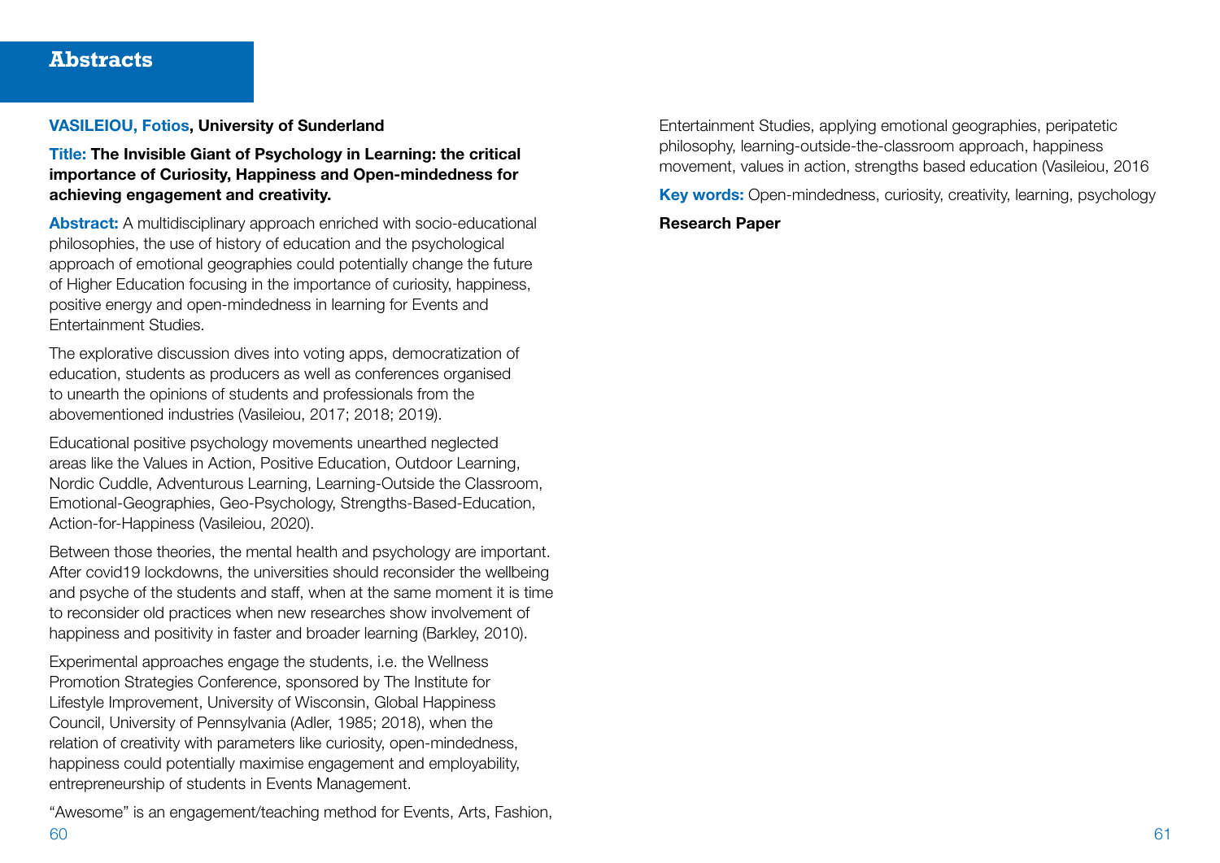## Abstracts

**VASILEIOU, Fotios, University of Sunderland**

**Title: The Invisible Giant of Psychology in Learning: the critical importance of Curiosity, Happiness and Open-mindedness for achieving engagement and creativity.**

**Abstract:** A multidisciplinary approach enriched with socio-educational philosophies, the use of history of education and the psychological approach of emotional geographies could potentially change the future of Higher Education focusing in the importance of curiosity, happiness, positive energy and open-mindedness in learning for Events and Entertainment Studies.

The explorative discussion dives into voting apps, democratization of education, students as producers as well as conferences organised to unearth the opinions of students and professionals from the abovementioned industries (Vasileiou, 2017; 2018; 2019).

Educational positive psychology movements unearthed neglected areas like the Values in Action, Positive Education, Outdoor Learning, Nordic Cuddle, Adventurous Learning, Learning-Outside the Classroom, Emotional-Geographies, Geo-Psychology, Strengths-Based-Education, Action-for-Happiness (Vasileiou, 2020).

Between those theories, the mental health and psychology are important. After covid19 lockdowns, the universities should reconsider the wellbeing and psyche of the students and staff, when at the same moment it is time to reconsider old practices when new researches show involvement of happiness and positivity in faster and broader learning (Barkley, 2010).

Experimental approaches engage the students, i.e. the Wellness Promotion Strategies Conference, sponsored by The Institute for Lifestyle Improvement, University of Wisconsin, Global Happiness Council, University of Pennsylvania (Adler, 1985; 2018), when the relation of creativity with parameters like curiosity, open-mindedness, happiness could potentially maximise engagement and employability, entrepreneurship of students in Events Management.

"Awesome" is an engagement/teaching method for Events, Arts, Fashion, Entertainment Studies, applying emotional geographies, peripatetic philosophy, learning-outside-the-classroom approach, happiness movement, values in action, strengths based education (Vasileiou, 2016

**Key words:** Open-mindedness, curiosity, creativity, learning, psychology

**Research Paper**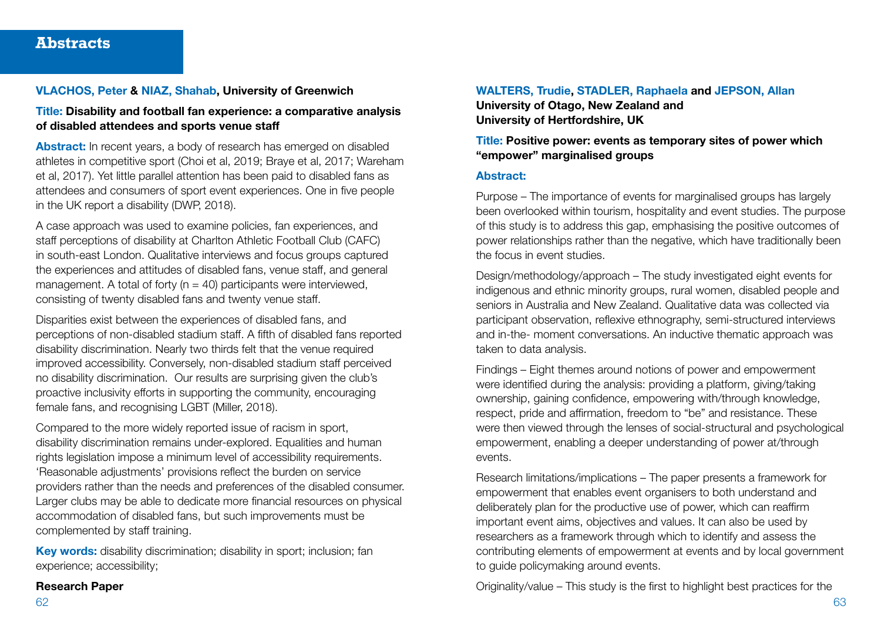# Abstracts

**VLACHOS, Peter & NIAZ, Shahab, University of Greenwich**

**Title: Disability and football fan experience: a comparative analysis of disabled attendees and sports venue staff**

**Abstract:** In recent years, a body of research has emerged on disabled athletes in competitive sport (Choi et al, 2019; Braye et al, 2017; Wareham et al, 2017). Yet little parallel attention has been paid to disabled fans as attendees and consumers of sport event experiences. One in five people in the UK report a disability (DWP, 2018).

A case approach was used to examine policies, fan experiences, and staff perceptions of disability at Charlton Athletic Football Club (CAFC) in south-east London. Qualitative interviews and focus groups captured the experiences and attitudes of disabled fans, venue staff, and general management. A total of forty (n = 40) participants were interviewed, consisting of twenty disabled fans and twenty venue staff.

Disparities exist between the experiences of disabled fans, and perceptions of non-disabled stadium staff. A fifth of disabled fans reported disability discrimination. Nearly two thirds felt that the venue required improved accessibility. Conversely, non-disabled stadium staff perceived no disability discrimination. Our results are surprising given the club's proactive inclusivity efforts in supporting the community, encouraging female fans, and recognising LGBT (Miller, 2018).

Compared to the more widely reported issue of racism in sport, disability discrimination remains under-explored. Equalities and human rights legislation impose a minimum level of accessibility requirements. 'Reasonable adjustments' provisions reflect the burden on service providers rather than the needs and preferences of the disabled consumer. Larger clubs may be able to dedicate more financial resources on physical accommodation of disabled fans, but such improvements must be complemented by staff training.

**Key words:** disability discrimination; disability in sport; inclusion; fan experience; accessibility;

**Research Paper**

**WALTERS, Trudie, STADLER, Raphaela and JEPSON, Allan**
**University of Otago, New Zealand and**
**University of Hertfordshire, UK**

**Title: Positive power: events as temporary sites of power which "empower" marginalised groups**

**Abstract:**

Purpose – The importance of events for marginalised groups has largely been overlooked within tourism, hospitality and event studies. The purpose of this study is to address this gap, emphasising the positive outcomes of power relationships rather than the negative, which have traditionally been the focus in event studies.

Design/methodology/approach – The study investigated eight events for indigenous and ethnic minority groups, rural women, disabled people and seniors in Australia and New Zealand. Qualitative data was collected via participant observation, reflexive ethnography, semi-structured interviews and in-the- moment conversations. An inductive thematic approach was taken to data analysis.

Findings – Eight themes around notions of power and empowerment were identified during the analysis: providing a platform, giving/taking ownership, gaining confidence, empowering with/through knowledge, respect, pride and affirmation, freedom to "be" and resistance. These were then viewed through the lenses of social-structural and psychological empowerment, enabling a deeper understanding of power at/through events.

Research limitations/implications – The paper presents a framework for empowerment that enables event organisers to both understand and deliberately plan for the productive use of power, which can reaffirm important event aims, objectives and values. It can also be used by researchers as a framework through which to identify and assess the contributing elements of empowerment at events and by local government to guide policymaking around events.

Originality/value – This study is the first to highlight best practices for the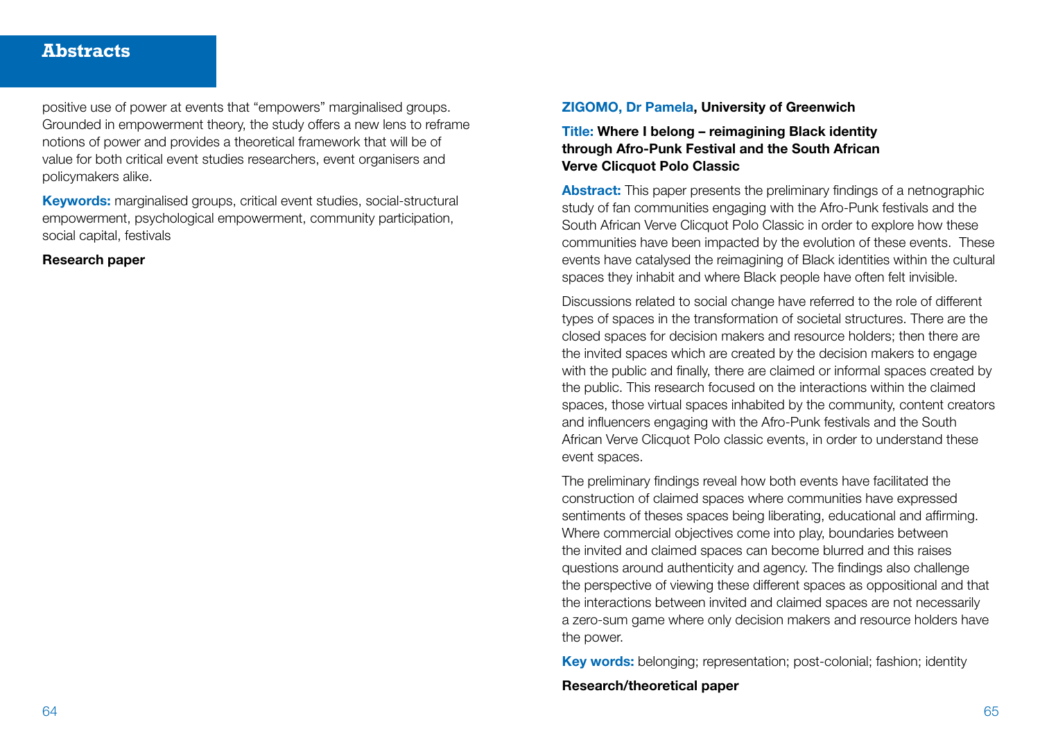positive use of power at events that "empowers" marginalised groups. Grounded in empowerment theory, the study offers a new lens to reframe notions of power and provides a theoretical framework that will be of value for both critical event studies researchers, event organisers and policymakers alike.

**Keywords:** marginalised groups, critical event studies, social-structural empowerment, psychological empowerment, community participation, social capital, festivals

**Research paper**

**ZIGOMO, Dr Pamela, University of Greenwich**

**Title: Where I belong – reimagining Black identity through Afro-Punk Festival and the South African Verve Clicquot Polo Classic**

**Abstract:** This paper presents the preliminary findings of a netnographic study of fan communities engaging with the Afro-Punk festivals and the South African Verve Clicquot Polo Classic in order to explore how these communities have been impacted by the evolution of these events. These events have catalysed the reimagining of Black identities within the cultural spaces they inhabit and where Black people have often felt invisible.

Discussions related to social change have referred to the role of different types of spaces in the transformation of societal structures. There are the closed spaces for decision makers and resource holders; then there are the invited spaces which are created by the decision makers to engage with the public and finally, there are claimed or informal spaces created by the public. This research focused on the interactions within the claimed spaces, those virtual spaces inhabited by the community, content creators and influencers engaging with the Afro-Punk festivals and the South African Verve Clicquot Polo classic events, in order to understand these event spaces.

The preliminary findings reveal how both events have facilitated the construction of claimed spaces where communities have expressed sentiments of theses spaces being liberating, educational and affirming. Where commercial objectives come into play, boundaries between the invited and claimed spaces can become blurred and this raises questions around authenticity and agency. The findings also challenge the perspective of viewing these different spaces as oppositional and that the interactions between invited and claimed spaces are not necessarily a zero-sum game where only decision makers and resource holders have the power.

**Key words:** belonging; representation; post-colonial; fashion; identity

**Research/theoretical paper**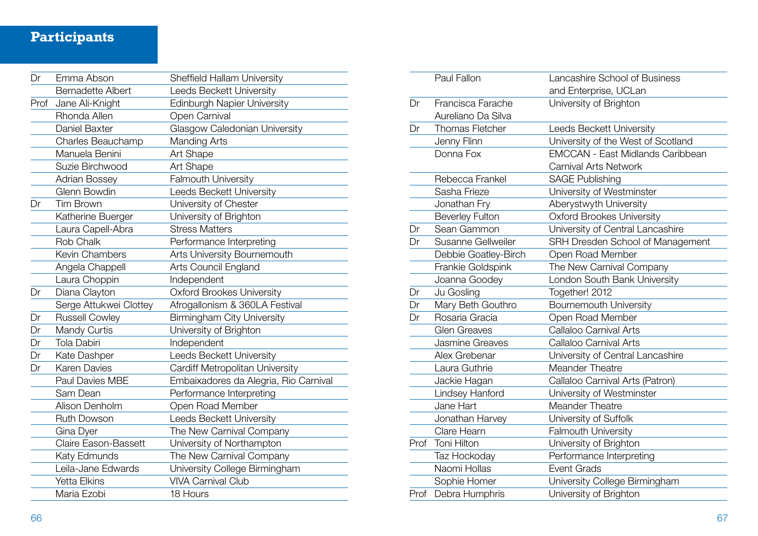## Participants

| | | |
|---|---|---|
| Dr | Emma Abson | Sheffield Hallam University |
| | Bernadette Albert | Leeds Beckett University |
| Prof | Jane Ali-Knight | Edinburgh Napier University |
| | Rhonda Allen | Open Carnival |
| | Daniel Baxter | Glasgow Caledonian University |
| | Charles Beauchamp | Manding Arts |
| | Manuela Benini | Art Shape |
| | Suzie Birchwood | Art Shape |
| | Adrian Bossey | Falmouth University |
| | Glenn Bowdin | Leeds Beckett University |
| Dr | Tim Brown | University of Chester |
| | Katherine Buerger | University of Brighton |
| | Laura Capell-Abra | Stress Matters |
| | Rob Chalk | Performance Interpreting |
| | Kevin Chambers | Arts University Bournemouth |
| | Angela Chappell | Arts Council England |
| | Laura Choppin | Independent |
| Dr | Diana Clayton | Oxford Brookes University |
| | Serge Attukwei Clottey | Afrogallonism & 360LA Festival |
| Dr | Russell Cowley | Birmingham City University |
| Dr | Mandy Curtis | University of Brighton |
| Dr | Tola Dabiri | Independent |
| Dr | Kate Dashper | Leeds Beckett University |
| Dr | Karen Davies | Cardiff Metropolitan University |
| | Paul Davies MBE | Embaixadores da Alegria, Rio Carnival |
| | Sam Dean | Performance Interpreting |
| | Alison Denholm | Open Road Member |
| | Ruth Dowson | Leeds Beckett University |
| | Gina Dyer | The New Carnival Company |
| | Claire Eason-Bassett | University of Northampton |
| | Katy Edmunds | The New Carnival Company |
| | Leila-Jane Edwards | University College Birmingham |
| | Yetta Elkins | VIVA Carnival Club |
| | Maria Ezobi | 18 Hours |
| | Paul Fallon | Lancashire School of Business and Enterprise, UCLan |
| Dr | Francisca Farache Aureliano Da Silva | University of Brighton |
| Dr | Thomas Fletcher | Leeds Beckett University |
| | Jenny Flinn | University of the West of Scotland |
| | Donna Fox | EMCCAN - East Midlands Caribbean Carnival Arts Network |
| | Rebecca Frankel | SAGE Publishing |
| | Sasha Frieze | University of Westminster |
| | Jonathan Fry | Aberystwyth University |
| | Beverley Fulton | Oxford Brookes University |
| Dr | Sean Gammon | University of Central Lancashire |
| Dr | Susanne Gellweiler | SRH Dresden School of Management |
| | Debbie Goatley-Birch | Open Road Member |
| | Frankie Goldspink | The New Carnival Company |
| | Joanna Goodey | London South Bank University |
| Dr | Ju Gosling | Together! 2012 |
| Dr | Mary Beth Gouthro | Bournemouth University |
| Dr | Rosaria Gracia | Open Road Member |
| | Glen Greaves | Callaloo Carnival Arts |
| | Jasmine Greaves | Callaloo Carnival Arts |
| | Alex Grebenar | University of Central Lancashire |
| | Laura Guthrie | Meander Theatre |
| | Jackie Hagan | Callaloo Carnival Arts (Patron) |
| | Lindsey Hanford | University of Westminster |
| | Jane Hart | Meander Theatre |
| | Jonathan Harvey | University of Suffolk |
| | Clare Hearn | Falmouth University |
| Prof | Toni Hilton | University of Brighton |
| | Taz Hockoday | Performance Interpreting |
| | Naomi Hollas | Event Grads |
| | Sophie Homer | University College Birmingham |
| Prof | Debra Humphris | University of Brighton |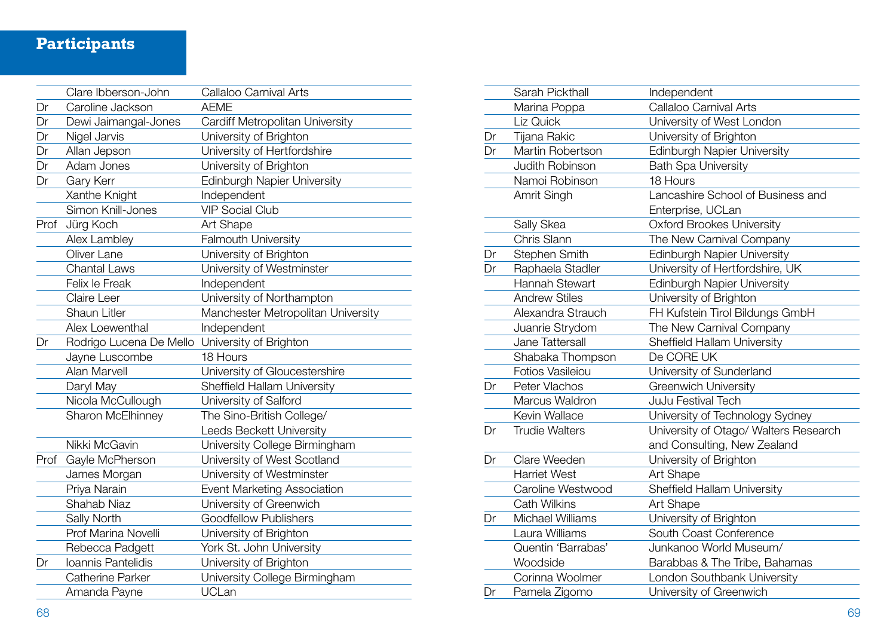## Participants

| | | |
|---|---|---|
| | Clare Ibberson-John | Callaloo Carnival Arts |
| Dr | Caroline Jackson | AEME |
| Dr | Dewi Jaimangal-Jones | Cardiff Metropolitan University |
| Dr | Nigel Jarvis | University of Brighton |
| Dr | Allan Jepson | University of Hertfordshire |
| Dr | Adam Jones | University of Brighton |
| Dr | Gary Kerr | Edinburgh Napier University |
| | Xanthe Knight | Independent |
| | Simon Knill-Jones | VIP Social Club |
| Prof | Jürg Koch | Art Shape |
| | Alex Lambley | Falmouth University |
| | Oliver Lane | University of Brighton |
| | Chantal Laws | University of Westminster |
| | Felix le Freak | Independent |
| | Claire Leer | University of Northampton |
| | Shaun Litler | Manchester Metropolitan University |
| | Alex Loewenthal | Independent |
| Dr | Rodrigo Lucena De Mello | University of Brighton |
| | Jayne Luscombe | 18 Hours |
| | Alan Marvell | University of Gloucestershire |
| | Daryl May | Sheffield Hallam University |
| | Nicola McCullough | University of Salford |
| | Sharon McElhinney | The Sino-British College/ Leeds Beckett University |
| | Nikki McGavin | University College Birmingham |
| Prof | Gayle McPherson | University of West Scotland |
| | James Morgan | University of Westminster |
| | Priya Narain | Event Marketing Association |
| | Shahab Niaz | University of Greenwich |
| | Sally North | Goodfellow Publishers |
| | Prof Marina Novelli | University of Brighton |
| | Rebecca Padgett | York St. John University |
| Dr | Ioannis Pantelidis | University of Brighton |
| | Catherine Parker | University College Birmingham |
| | Amanda Payne | UCLan |
| | Sarah Pickthall | Independent |
| | Marina Poppa | Callaloo Carnival Arts |
| | Liz Quick | University of West London |
| Dr | Tijana Rakic | University of Brighton |
| Dr | Martin Robertson | Edinburgh Napier University |
| | Judith Robinson | Bath Spa University |
| | Namoi Robinson | 18 Hours |
| | Amrit Singh | Lancashire School of Business and Enterprise, UCLan |
| | Sally Skea | Oxford Brookes University |
| | Chris Slann | The New Carnival Company |
| Dr | Stephen Smith | Edinburgh Napier University |
| Dr | Raphaela Stadler | University of Hertfordshire, UK |
| | Hannah Stewart | Edinburgh Napier University |
| | Andrew Stiles | University of Brighton |
| | Alexandra Strauch | FH Kufstein Tirol Bildungs GmbH |
| | Juanrie Strydom | The New Carnival Company |
| | Jane Tattersall | Sheffield Hallam University |
| | Shabaka Thompson | De CORE UK |
| | Fotios Vasileiou | University of Sunderland |
| Dr | Peter Vlachos | Greenwich University |
| | Marcus Waldron | JuJu Festival Tech |
| | Kevin Wallace | University of Technology Sydney |
| Dr | Trudie Walters | University of Otago/ Walters Research and Consulting, New Zealand |
| Dr | Clare Weeden | University of Brighton |
| | Harriet West | Art Shape |
| | Caroline Westwood | Sheffield Hallam University |
| | Cath Wilkins | Art Shape |
| Dr | Michael Williams | University of Brighton |
| | Laura Williams | South Coast Conference |
| | Quentin 'Barrabas' Woodside | Junkanoo World Museum/ Barabbas & The Tribe, Bahamas |
| | Corinna Woolmer | London Southbank University |
| Dr | Pamela Zigomo | University of Greenwich |